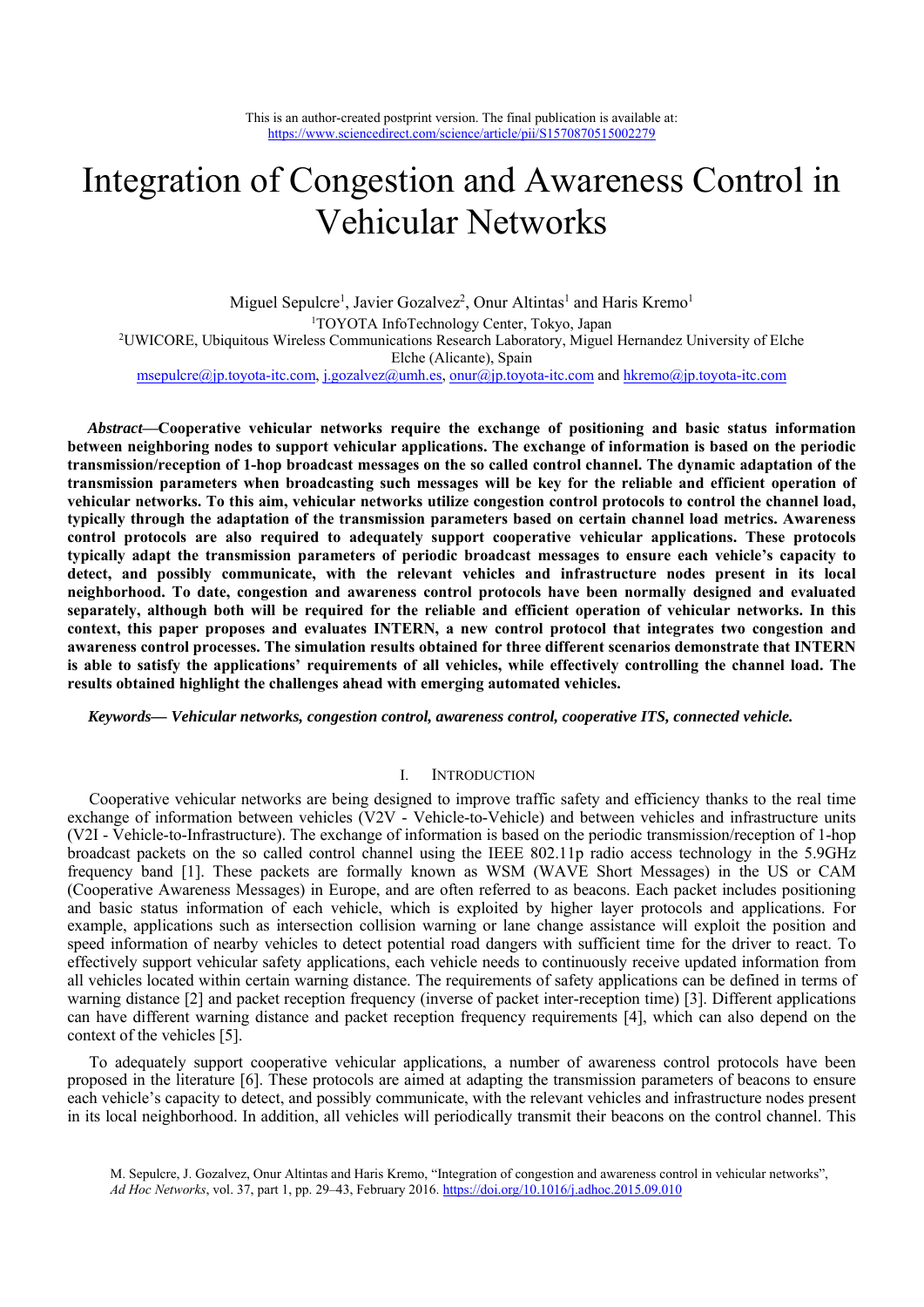This is an author-created postprint version. The final publication is available at: https://www.sciencedirect.com/science/article/pii/S1570870515002279

# Integration of Congestion and Awareness Control in Vehicular Networks

Miguel Sepulcre[1], Javier Gozalvez[2], Onur Altintas[1] and Haris Kremo[1]

[1]TOYOTA InfoTechnology Center, Tokyo, Japan

[2]UWICORE, Ubiquitous Wireless Communications Research Laboratory, Miguel Hernandez University of Elche Elche (Alicante), Spain

msepulcre@jp.toyota-itc.com, j.gozalvez@umh.es, onur@jp.toyota-itc.com and hkremo@jp.toyota-itc.com

***Abstract*—Cooperative vehicular networks require the exchange of positioning and basic status information between neighboring nodes to support vehicular applications. The exchange of information is based on the periodic transmission/reception of 1-hop broadcast messages on the so called control channel. The dynamic adaptation of the transmission parameters when broadcasting such messages will be key for the reliable and efficient operation of vehicular networks. To this aim, vehicular networks utilize congestion control protocols to control the channel load, typically through the adaptation of the transmission parameters based on certain channel load metrics. Awareness control protocols are also required to adequately support cooperative vehicular applications. These protocols typically adapt the transmission parameters of periodic broadcast messages to ensure each vehicle's capacity to detect, and possibly communicate, with the relevant vehicles and infrastructure nodes present in its local neighborhood. To date, congestion and awareness control protocols have been normally designed and evaluated separately, although both will be required for the reliable and efficient operation of vehicular networks. In this context, this paper proposes and evaluates INTERN, a new control protocol that integrates two congestion and awareness control processes. The simulation results obtained for three different scenarios demonstrate that INTERN is able to satisfy the applications' requirements of all vehicles, while effectively controlling the channel load. The results obtained highlight the challenges ahead with emerging automated vehicles.**

***Keywords*— *Vehicular networks, congestion control, awareness control, cooperative ITS, connected vehicle.***

## I. Introduction

Cooperative vehicular networks are being designed to improve traffic safety and efficiency thanks to the real time exchange of information between vehicles (V2V - Vehicle-to-Vehicle) and between vehicles and infrastructure units (V2I - Vehicle-to-Infrastructure). The exchange of information is based on the periodic transmission/reception of 1-hop broadcast packets on the so called control channel using the IEEE 802.11p radio access technology in the 5.9GHz frequency band [1]. These packets are formally known as WSM (WAVE Short Messages) in the US or CAM (Cooperative Awareness Messages) in Europe, and are often referred to as beacons. Each packet includes positioning and basic status information of each vehicle, which is exploited by higher layer protocols and applications. For example, applications such as intersection collision warning or lane change assistance will exploit the position and speed information of nearby vehicles to detect potential road dangers with sufficient time for the driver to react. To effectively support vehicular safety applications, each vehicle needs to continuously receive updated information from all vehicles located within certain warning distance. The requirements of safety applications can be defined in terms of warning distance [2] and packet reception frequency (inverse of packet inter-reception time) [3]. Different applications can have different warning distance and packet reception frequency requirements [4], which can also depend on the context of the vehicles [5].

To adequately support cooperative vehicular applications, a number of awareness control protocols have been proposed in the literature [6]. These protocols are aimed at adapting the transmission parameters of beacons to ensure each vehicle's capacity to detect, and possibly communicate, with the relevant vehicles and infrastructure nodes present in its local neighborhood. In addition, all vehicles will periodically transmit their beacons on the control channel. This

M. Sepulcre, J. Gozalvez, Onur Altintas and Haris Kremo, "Integration of congestion and awareness control in vehicular networks", *Ad Hoc Networks*, vol. 37, part 1, pp. 29–43, February 2016. https://doi.org/10.1016/j.adhoc.2015.09.010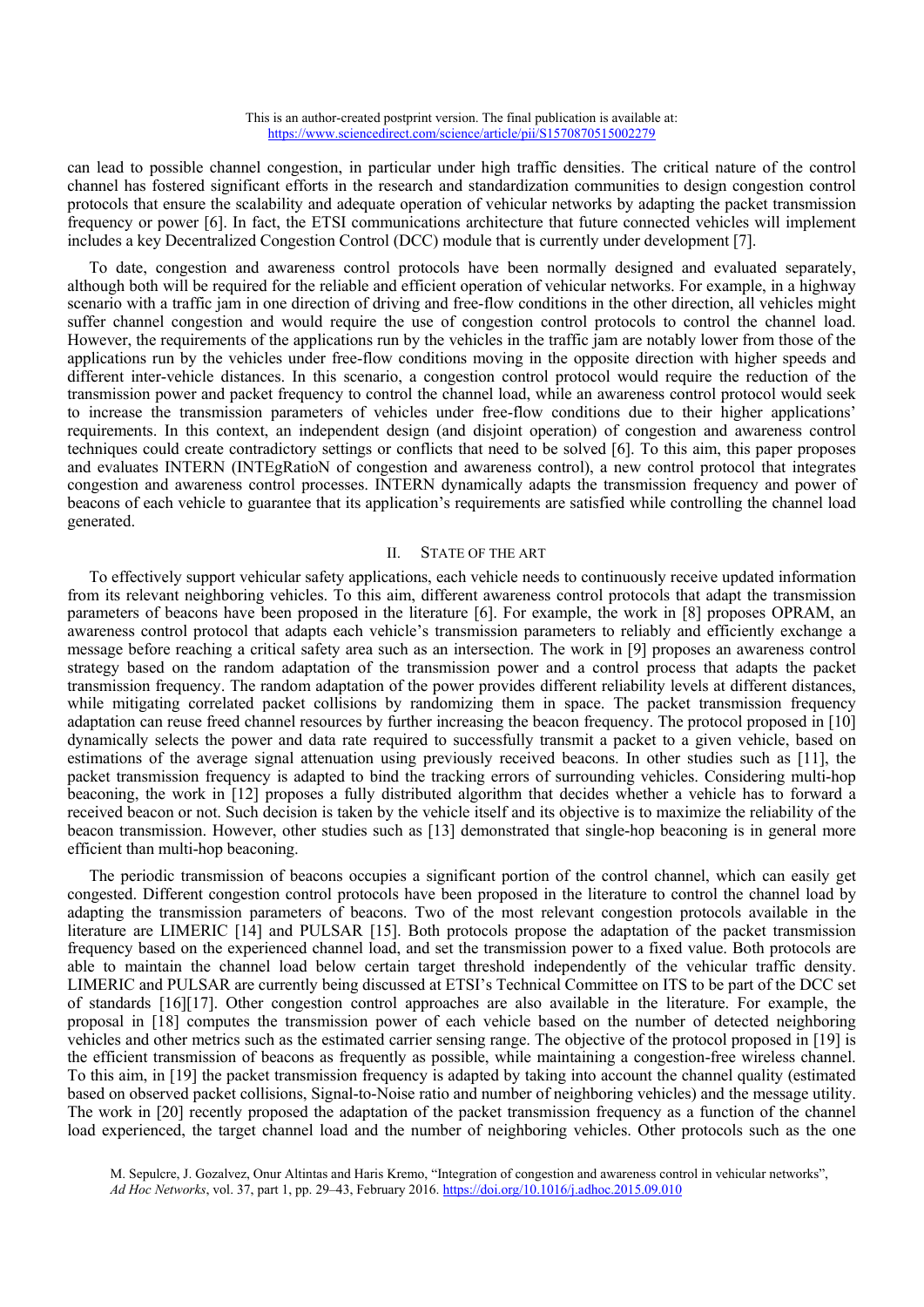can lead to possible channel congestion, in particular under high traffic densities. The critical nature of the control channel has fostered significant efforts in the research and standardization communities to design congestion control protocols that ensure the scalability and adequate operation of vehicular networks by adapting the packet transmission frequency or power [6]. In fact, the ETSI communications architecture that future connected vehicles will implement includes a key Decentralized Congestion Control (DCC) module that is currently under development [7].

To date, congestion and awareness control protocols have been normally designed and evaluated separately, although both will be required for the reliable and efficient operation of vehicular networks. For example, in a highway scenario with a traffic jam in one direction of driving and free-flow conditions in the other direction, all vehicles might suffer channel congestion and would require the use of congestion control protocols to control the channel load. However, the requirements of the applications run by the vehicles in the traffic jam are notably lower from those of the applications run by the vehicles under free-flow conditions moving in the opposite direction with higher speeds and different inter-vehicle distances. In this scenario, a congestion control protocol would require the reduction of the transmission power and packet frequency to control the channel load, while an awareness control protocol would seek to increase the transmission parameters of vehicles under free-flow conditions due to their higher applications' requirements. In this context, an independent design (and disjoint operation) of congestion and awareness control techniques could create contradictory settings or conflicts that need to be solved [6]. To this aim, this paper proposes and evaluates INTERN (INTEgRatioN of congestion and awareness control), a new control protocol that integrates congestion and awareness control processes. INTERN dynamically adapts the transmission frequency and power of beacons of each vehicle to guarantee that its application's requirements are satisfied while controlling the channel load generated.

## II. State of the Art

To effectively support vehicular safety applications, each vehicle needs to continuously receive updated information from its relevant neighboring vehicles. To this aim, different awareness control protocols that adapt the transmission parameters of beacons have been proposed in the literature [6]. For example, the work in [8] proposes OPRAM, an awareness control protocol that adapts each vehicle's transmission parameters to reliably and efficiently exchange a message before reaching a critical safety area such as an intersection. The work in [9] proposes an awareness control strategy based on the random adaptation of the transmission power and a control process that adapts the packet transmission frequency. The random adaptation of the power provides different reliability levels at different distances, while mitigating correlated packet collisions by randomizing them in space. The packet transmission frequency adaptation can reuse freed channel resources by further increasing the beacon frequency. The protocol proposed in [10] dynamically selects the power and data rate required to successfully transmit a packet to a given vehicle, based on estimations of the average signal attenuation using previously received beacons. In other studies such as [11], the packet transmission frequency is adapted to bind the tracking errors of surrounding vehicles. Considering multi-hop beaconing, the work in [12] proposes a fully distributed algorithm that decides whether a vehicle has to forward a received beacon or not. Such decision is taken by the vehicle itself and its objective is to maximize the reliability of the beacon transmission. However, other studies such as [13] demonstrated that single-hop beaconing is in general more efficient than multi-hop beaconing.

The periodic transmission of beacons occupies a significant portion of the control channel, which can easily get congested. Different congestion control protocols have been proposed in the literature to control the channel load by adapting the transmission parameters of beacons. Two of the most relevant congestion protocols available in the literature are LIMERIC [14] and PULSAR [15]. Both protocols propose the adaptation of the packet transmission frequency based on the experienced channel load, and set the transmission power to a fixed value. Both protocols are able to maintain the channel load below certain target threshold independently of the vehicular traffic density. LIMERIC and PULSAR are currently being discussed at ETSI's Technical Committee on ITS to be part of the DCC set of standards [16][17]. Other congestion control approaches are also available in the literature. For example, the proposal in [18] computes the transmission power of each vehicle based on the number of detected neighboring vehicles and other metrics such as the estimated carrier sensing range. The objective of the protocol proposed in [19] is the efficient transmission of beacons as frequently as possible, while maintaining a congestion-free wireless channel. To this aim, in [19] the packet transmission frequency is adapted by taking into account the channel quality (estimated based on observed packet collisions, Signal-to-Noise ratio and number of neighboring vehicles) and the message utility. The work in [20] recently proposed the adaptation of the packet transmission frequency as a function of the channel load experienced, the target channel load and the number of neighboring vehicles. Other protocols such as the one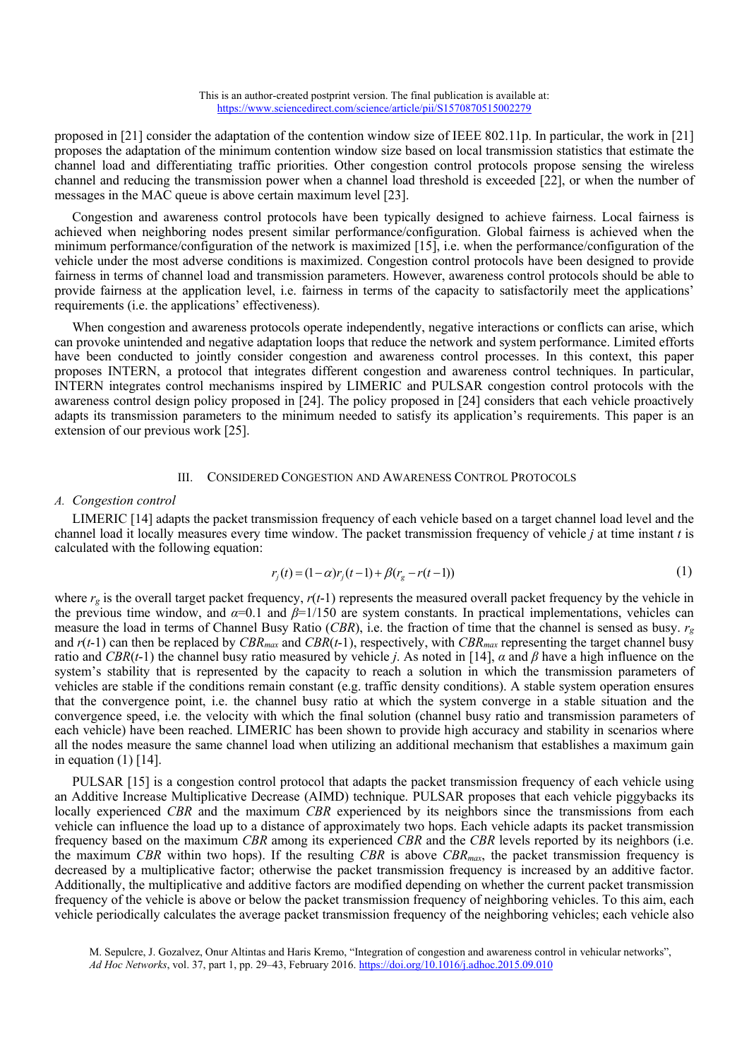proposed in [21] consider the adaptation of the contention window size of IEEE 802.11p. In particular, the work in [21] proposes the adaptation of the minimum contention window size based on local transmission statistics that estimate the channel load and differentiating traffic priorities. Other congestion control protocols propose sensing the wireless channel and reducing the transmission power when a channel load threshold is exceeded [22], or when the number of messages in the MAC queue is above certain maximum level [23].

Congestion and awareness control protocols have been typically designed to achieve fairness. Local fairness is achieved when neighboring nodes present similar performance/configuration. Global fairness is achieved when the minimum performance/configuration of the network is maximized [15], i.e. when the performance/configuration of the vehicle under the most adverse conditions is maximized. Congestion control protocols have been designed to provide fairness in terms of channel load and transmission parameters. However, awareness control protocols should be able to provide fairness at the application level, i.e. fairness in terms of the capacity to satisfactorily meet the applications' requirements (i.e. the applications' effectiveness).

When congestion and awareness protocols operate independently, negative interactions or conflicts can arise, which can provoke unintended and negative adaptation loops that reduce the network and system performance. Limited efforts have been conducted to jointly consider congestion and awareness control processes. In this context, this paper proposes INTERN, a protocol that integrates different congestion and awareness control techniques. In particular, INTERN integrates control mechanisms inspired by LIMERIC and PULSAR congestion control protocols with the awareness control design policy proposed in [24]. The policy proposed in [24] considers that each vehicle proactively adapts its transmission parameters to the minimum needed to satisfy its application's requirements. This paper is an extension of our previous work [25].

## III. Considered Congestion and Awareness Control Protocols

### A. Congestion control

LIMERIC [14] adapts the packet transmission frequency of each vehicle based on a target channel load level and the channel load it locally measures every time window. The packet transmission frequency of vehicle $j$ at time instant $t$ is calculated with the following equation:

$$r_j(t) = (1-\alpha)r_j(t-1) + \beta(r_g - r(t-1)) \tag{1}$$

where $r_g$ is the overall target packet frequency, $r(t\text{-}1)$ represents the measured overall packet frequency by the vehicle in the previous time window, and $\alpha$=0.1 and $\beta$=1/150 are system constants. In practical implementations, vehicles can measure the load in terms of Channel Busy Ratio (*CBR*), i.e. the fraction of time that the channel is sensed as busy. $r_g$ and $r(t\text{-}1)$ can then be replaced by $CBR_{max}$ and $CBR(t\text{-}1)$, respectively, with $CBR_{max}$ representing the target channel busy ratio and $CBR(t\text{-}1)$ the channel busy ratio measured by vehicle $j$. As noted in [14], $\alpha$ and $\beta$ have a high influence on the system's stability that is represented by the capacity to reach a solution in which the transmission parameters of vehicles are stable if the conditions remain constant (e.g. traffic density conditions). A stable system operation ensures that the convergence point, i.e. the channel busy ratio at which the system converge in a stable situation and the convergence speed, i.e. the velocity with which the final solution (channel busy ratio and transmission parameters of each vehicle) have been reached. LIMERIC has been shown to provide high accuracy and stability in scenarios where all the nodes measure the same channel load when utilizing an additional mechanism that establishes a maximum gain in equation (1) [14].

PULSAR [15] is a congestion control protocol that adapts the packet transmission frequency of each vehicle using an Additive Increase Multiplicative Decrease (AIMD) technique. PULSAR proposes that each vehicle piggybacks its locally experienced *CBR* and the maximum *CBR* experienced by its neighbors since the transmissions from each vehicle can influence the load up to a distance of approximately two hops. Each vehicle adapts its packet transmission frequency based on the maximum *CBR* among its experienced *CBR* and the *CBR* levels reported by its neighbors (i.e. the maximum *CBR* within two hops). If the resulting *CBR* is above $CBR_{max}$, the packet transmission frequency is decreased by a multiplicative factor; otherwise the packet transmission frequency is increased by an additive factor. Additionally, the multiplicative and additive factors are modified depending on whether the current packet transmission frequency of the vehicle is above or below the packet transmission frequency of neighboring vehicles. To this aim, each vehicle periodically calculates the average packet transmission frequency of the neighboring vehicles; each vehicle also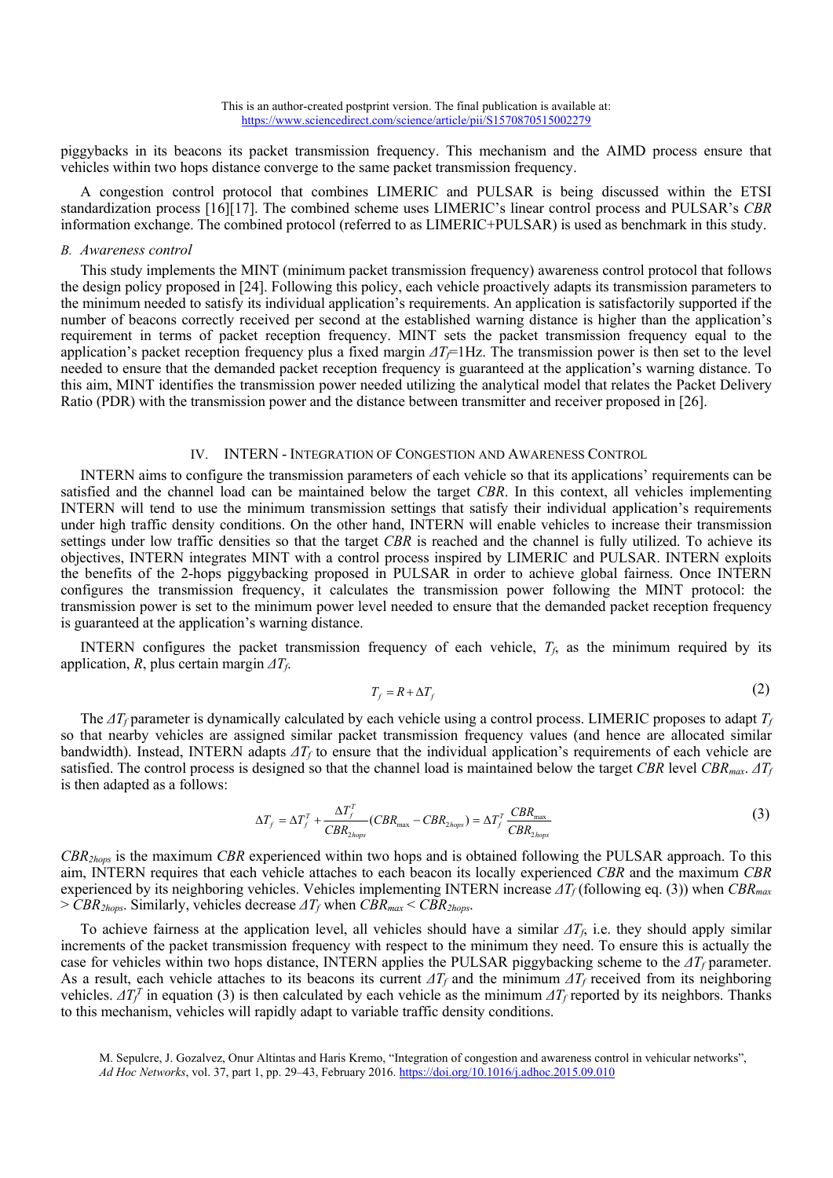piggybacks in its beacons its packet transmission frequency. This mechanism and the AIMD process ensure that vehicles within two hops distance converge to the same packet transmission frequency.

A congestion control protocol that combines LIMERIC and PULSAR is being discussed within the ETSI standardization process [16][17]. The combined scheme uses LIMERIC's linear control process and PULSAR's *CBR* information exchange. The combined protocol (referred to as LIMERIC+PULSAR) is used as benchmark in this study.

### B. Awareness control

This study implements the MINT (minimum packet transmission frequency) awareness control protocol that follows the design policy proposed in [24]. Following this policy, each vehicle proactively adapts its transmission parameters to the minimum needed to satisfy its individual application's requirements. An application is satisfactorily supported if the number of beacons correctly received per second at the established warning distance is higher than the application's requirement in terms of packet reception frequency. MINT sets the packet transmission frequency equal to the application's packet reception frequency plus a fixed margin $\Delta T_f$=1Hz. The transmission power is then set to the level needed to ensure that the demanded packet reception frequency is guaranteed at the application's warning distance. To this aim, MINT identifies the transmission power needed utilizing the analytical model that relates the Packet Delivery Ratio (PDR) with the transmission power and the distance between transmitter and receiver proposed in [26].

## IV. INTERN - Integration of Congestion and Awareness Control

INTERN aims to configure the transmission parameters of each vehicle so that its applications' requirements can be satisfied and the channel load can be maintained below the target *CBR*. In this context, all vehicles implementing INTERN will tend to use the minimum transmission settings that satisfy their individual application's requirements under high traffic density conditions. On the other hand, INTERN will enable vehicles to increase their transmission settings under low traffic densities so that the target *CBR* is reached and the channel is fully utilized. To achieve its objectives, INTERN integrates MINT with a control process inspired by LIMERIC and PULSAR. INTERN exploits the benefits of the 2-hops piggybacking proposed in PULSAR in order to achieve global fairness. Once INTERN configures the transmission frequency, it calculates the transmission power following the MINT protocol: the transmission power is set to the minimum power level needed to ensure that the demanded packet reception frequency is guaranteed at the application's warning distance.

INTERN configures the packet transmission frequency of each vehicle, $T_f$, as the minimum required by its application, $R$, plus certain margin $\Delta T_f$.

$$T_f = R + \Delta T_f \tag{2}$$

The $\Delta T_f$ parameter is dynamically calculated by each vehicle using a control process. LIMERIC proposes to adapt $T_f$ so that nearby vehicles are assigned similar packet transmission frequency values (and hence are allocated similar bandwidth). Instead, INTERN adapts $\Delta T_f$ to ensure that the individual application's requirements of each vehicle are satisfied. The control process is designed so that the channel load is maintained below the target *CBR* level $CBR_{max}$. $\Delta T_f$ is then adapted as a follows:

$$\Delta T_f = \Delta T_f^T + \frac{\Delta T_f^T}{CBR_{2hops}}(CBR_{\max} - CBR_{2hops}) = \Delta T_f^T \frac{CBR_{\max}}{CBR_{2hops}} \tag{3}$$

$CBR_{2hops}$ is the maximum *CBR* experienced within two hops and is obtained following the PULSAR approach. To this aim, INTERN requires that each vehicle attaches to each beacon its locally experienced *CBR* and the maximum *CBR* experienced by its neighboring vehicles. Vehicles implementing INTERN increase $\Delta T_f$ (following eq. (3)) when $CBR_{max} > CBR_{2hops}$. Similarly, vehicles decrease $\Delta T_f$ when $CBR_{max} < CBR_{2hops}$.

To achieve fairness at the application level, all vehicles should have a similar $\Delta T_f$, i.e. they should apply similar increments of the packet transmission frequency with respect to the minimum they need. To ensure this is actually the case for vehicles within two hops distance, INTERN applies the PULSAR piggybacking scheme to the $\Delta T_f$ parameter. As a result, each vehicle attaches to its beacons its current $\Delta T_f$ and the minimum $\Delta T_f$ received from its neighboring vehicles. $\Delta T_f^T$ in equation (3) is then calculated by each vehicle as the minimum $\Delta T_f$ reported by its neighbors. Thanks to this mechanism, vehicles will rapidly adapt to variable traffic density conditions.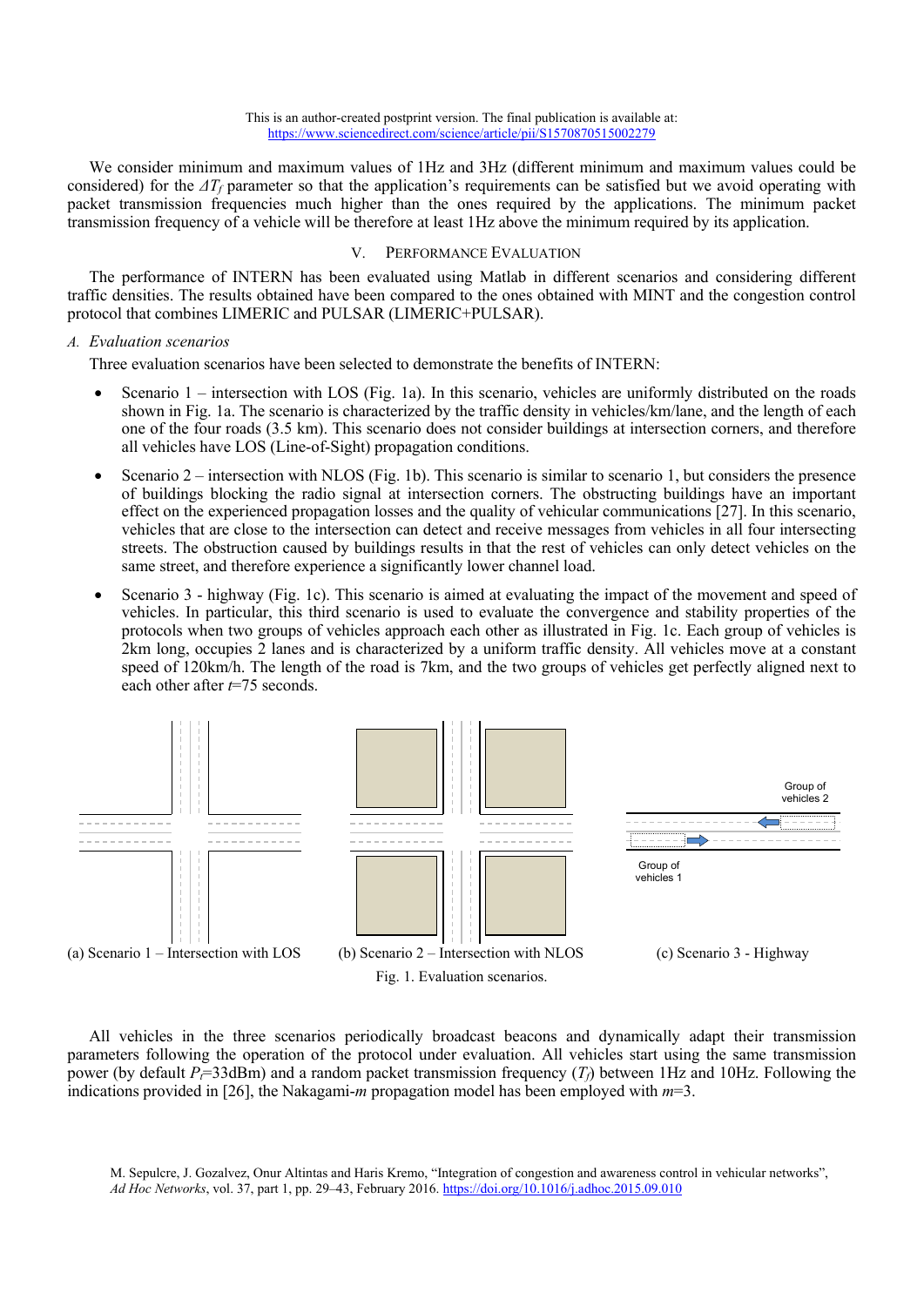We consider minimum and maximum values of 1Hz and 3Hz (different minimum and maximum values could be considered) for the $\Delta T_f$ parameter so that the application's requirements can be satisfied but we avoid operating with packet transmission frequencies much higher than the ones required by the applications. The minimum packet transmission frequency of a vehicle will be therefore at least 1Hz above the minimum required by its application.

## V. Performance Evaluation

The performance of INTERN has been evaluated using Matlab in different scenarios and considering different traffic densities. The results obtained have been compared to the ones obtained with MINT and the congestion control protocol that combines LIMERIC and PULSAR (LIMERIC+PULSAR).

### A. Evaluation scenarios

Three evaluation scenarios have been selected to demonstrate the benefits of INTERN:

- Scenario 1 – intersection with LOS (Fig. 1a). In this scenario, vehicles are uniformly distributed on the roads shown in Fig. 1a. The scenario is characterized by the traffic density in vehicles/km/lane, and the length of each one of the four roads (3.5 km). This scenario does not consider buildings at intersection corners, and therefore all vehicles have LOS (Line-of-Sight) propagation conditions.
- Scenario 2 – intersection with NLOS (Fig. 1b). This scenario is similar to scenario 1, but considers the presence of buildings blocking the radio signal at intersection corners. The obstructing buildings have an important effect on the experienced propagation losses and the quality of vehicular communications [27]. In this scenario, vehicles that are close to the intersection can detect and receive messages from vehicles in all four intersecting streets. The obstruction caused by buildings results in that the rest of vehicles can only detect vehicles on the same street, and therefore experience a significantly lower channel load.
- Scenario 3 - highway (Fig. 1c). This scenario is aimed at evaluating the impact of the movement and speed of vehicles. In particular, this third scenario is used to evaluate the convergence and stability properties of the protocols when two groups of vehicles approach each other as illustrated in Fig. 1c. Each group of vehicles is 2km long, occupies 2 lanes and is characterized by a uniform traffic density. All vehicles move at a constant speed of 120km/h. The length of the road is 7km, and the two groups of vehicles get perfectly aligned next to each other after $t$=75 seconds.

Group of vehicles 2

Group of vehicles 1

(a) Scenario 1 – Intersection with LOS (b) Scenario 2 – Intersection with NLOS (c) Scenario 3 - Highway

Fig. 1. Evaluation scenarios.

All vehicles in the three scenarios periodically broadcast beacons and dynamically adapt their transmission parameters following the operation of the protocol under evaluation. All vehicles start using the same transmission power (by default $P_t$=33dBm) and a random packet transmission frequency ($T_f$) between 1Hz and 10Hz. Following the indications provided in [26], the Nakagami-$m$ propagation model has been employed with $m$=3.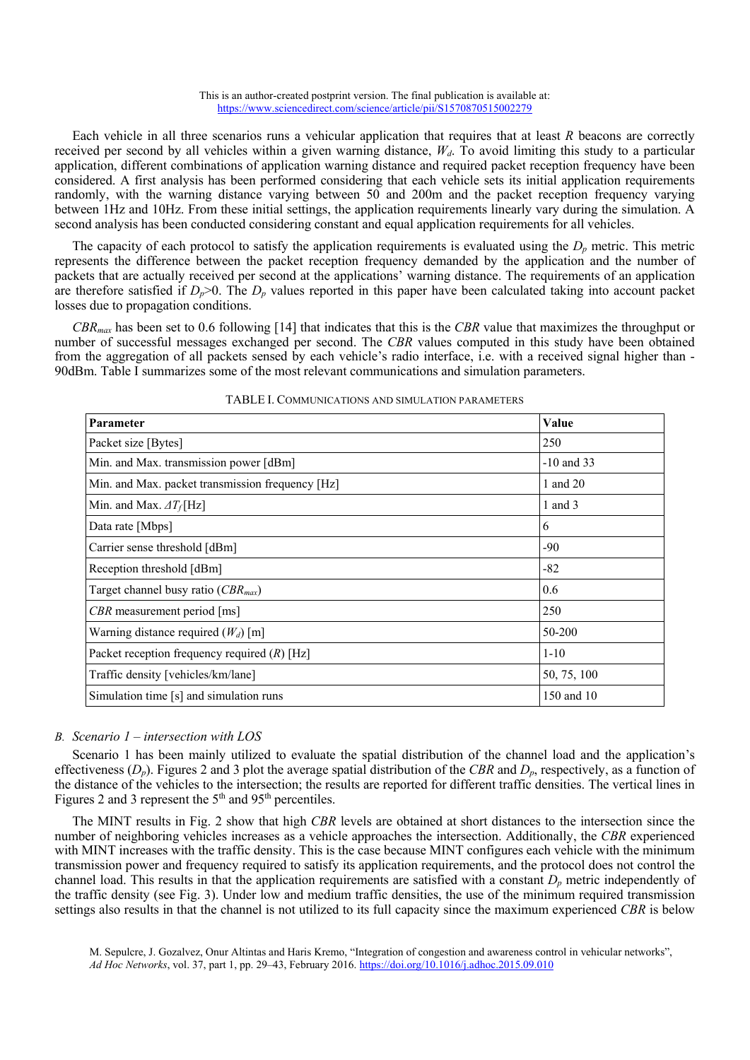Each vehicle in all three scenarios runs a vehicular application that requires that at least $R$ beacons are correctly received per second by all vehicles within a given warning distance, $W_d$. To avoid limiting this study to a particular application, different combinations of application warning distance and required packet reception frequency have been considered. A first analysis has been performed considering that each vehicle sets its initial application requirements randomly, with the warning distance varying between 50 and 200m and the packet reception frequency varying between 1Hz and 10Hz. From these initial settings, the application requirements linearly vary during the simulation. A second analysis has been conducted considering constant and equal application requirements for all vehicles.

The capacity of each protocol to satisfy the application requirements is evaluated using the $D_p$ metric. This metric represents the difference between the packet reception frequency demanded by the application and the number of packets that are actually received per second at the applications' warning distance. The requirements of an application are therefore satisfied if $D_p>0$. The $D_p$ values reported in this paper have been calculated taking into account packet losses due to propagation conditions.

$CBR_{max}$ has been set to 0.6 following [14] that indicates that this is the *CBR* value that maximizes the throughput or number of successful messages exchanged per second. The *CBR* values computed in this study have been obtained from the aggregation of all packets sensed by each vehicle's radio interface, i.e. with a received signal higher than -90dBm. Table I summarizes some of the most relevant communications and simulation parameters.

TABLE I. COMMUNICATIONS AND SIMULATION PARAMETERS

| Parameter | Value |
|---|---|
| Packet size [Bytes] | 250 |
| Min. and Max. transmission power [dBm] | -10 and 33 |
| Min. and Max. packet transmission frequency [Hz] | 1 and 20 |
| Min. and Max. $\Delta T_f$ [Hz] | 1 and 3 |
| Data rate [Mbps] | 6 |
| Carrier sense threshold [dBm] | -90 |
| Reception threshold [dBm] | -82 |
| Target channel busy ratio ($CBR_{max}$) | 0.6 |
| *CBR* measurement period [ms] | 250 |
| Warning distance required ($W_d$) [m] | 50-200 |
| Packet reception frequency required ($R$) [Hz] | 1-10 |
| Traffic density [vehicles/km/lane] | 50, 75, 100 |
| Simulation time [s] and simulation runs | 150 and 10 |

### *B. Scenario 1 – intersection with LOS*

Scenario 1 has been mainly utilized to evaluate the spatial distribution of the channel load and the application's effectiveness ($D_p$). Figures 2 and 3 plot the average spatial distribution of the *CBR* and $D_p$, respectively, as a function of the distance of the vehicles to the intersection; the results are reported for different traffic densities. The vertical lines in Figures 2 and 3 represent the 5th and 95th percentiles.

The MINT results in Fig. 2 show that high *CBR* levels are obtained at short distances to the intersection since the number of neighboring vehicles increases as a vehicle approaches the intersection. Additionally, the *CBR* experienced with MINT increases with the traffic density. This is the case because MINT configures each vehicle with the minimum transmission power and frequency required to satisfy its application requirements, and the protocol does not control the channel load. This results in that the application requirements are satisfied with a constant $D_p$ metric independently of the traffic density (see Fig. 3). Under low and medium traffic densities, the use of the minimum required transmission settings also results in that the channel is not utilized to its full capacity since the maximum experienced *CBR* is below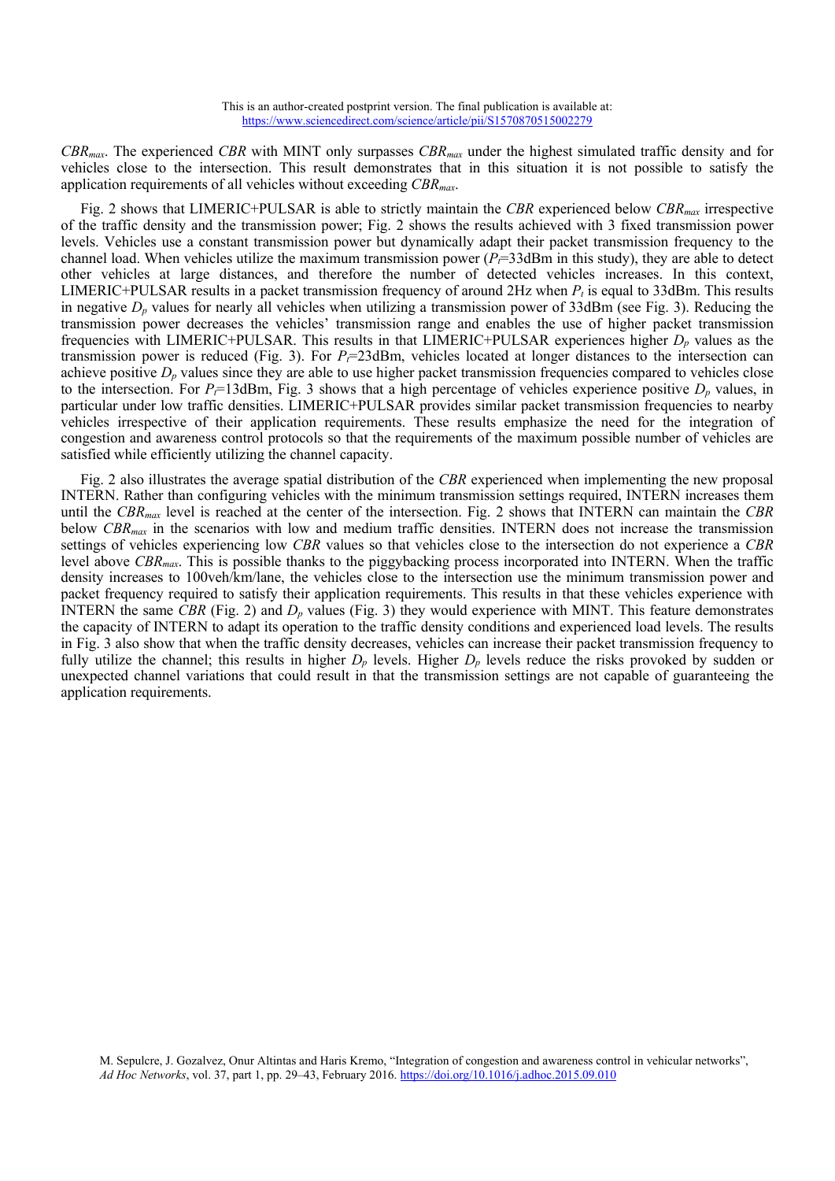$CBR_{max}$. The experienced $CBR$ with MINT only surpasses $CBR_{max}$ under the highest simulated traffic density and for vehicles close to the intersection. This result demonstrates that in this situation it is not possible to satisfy the application requirements of all vehicles without exceeding $CBR_{max}$.

Fig. 2 shows that LIMERIC+PULSAR is able to strictly maintain the $CBR$ experienced below $CBR_{max}$ irrespective of the traffic density and the transmission power; Fig. 2 shows the results achieved with 3 fixed transmission power levels. Vehicles use a constant transmission power but dynamically adapt their packet transmission frequency to the channel load. When vehicles utilize the maximum transmission power ($P_t$=33dBm in this study), they are able to detect other vehicles at large distances, and therefore the number of detected vehicles increases. In this context, LIMERIC+PULSAR results in a packet transmission frequency of around 2Hz when $P_t$ is equal to 33dBm. This results in negative $D_p$ values for nearly all vehicles when utilizing a transmission power of 33dBm (see Fig. 3). Reducing the transmission power decreases the vehicles' transmission range and enables the use of higher packet transmission frequencies with LIMERIC+PULSAR. This results in that LIMERIC+PULSAR experiences higher $D_p$ values as the transmission power is reduced (Fig. 3). For $P_t$=23dBm, vehicles located at longer distances to the intersection can achieve positive $D_p$ values since they are able to use higher packet transmission frequencies compared to vehicles close to the intersection. For $P_t$=13dBm, Fig. 3 shows that a high percentage of vehicles experience positive $D_p$ values, in particular under low traffic densities. LIMERIC+PULSAR provides similar packet transmission frequencies to nearby vehicles irrespective of their application requirements. These results emphasize the need for the integration of congestion and awareness control protocols so that the requirements of the maximum possible number of vehicles are satisfied while efficiently utilizing the channel capacity.

Fig. 2 also illustrates the average spatial distribution of the $CBR$ experienced when implementing the new proposal INTERN. Rather than configuring vehicles with the minimum transmission settings required, INTERN increases them until the $CBR_{max}$ level is reached at the center of the intersection. Fig. 2 shows that INTERN can maintain the $CBR$ below $CBR_{max}$ in the scenarios with low and medium traffic densities. INTERN does not increase the transmission settings of vehicles experiencing low $CBR$ values so that vehicles close to the intersection do not experience a $CBR$ level above $CBR_{max}$. This is possible thanks to the piggybacking process incorporated into INTERN. When the traffic density increases to 100veh/km/lane, the vehicles close to the intersection use the minimum transmission power and packet frequency required to satisfy their application requirements. This results in that these vehicles experience with INTERN the same $CBR$ (Fig. 2) and $D_p$ values (Fig. 3) they would experience with MINT. This feature demonstrates the capacity of INTERN to adapt its operation to the traffic density conditions and experienced load levels. The results in Fig. 3 also show that when the traffic density decreases, vehicles can increase their packet transmission frequency to fully utilize the channel; this results in higher $D_p$ levels. Higher $D_p$ levels reduce the risks provoked by sudden or unexpected channel variations that could result in that the transmission settings are not capable of guaranteeing the application requirements.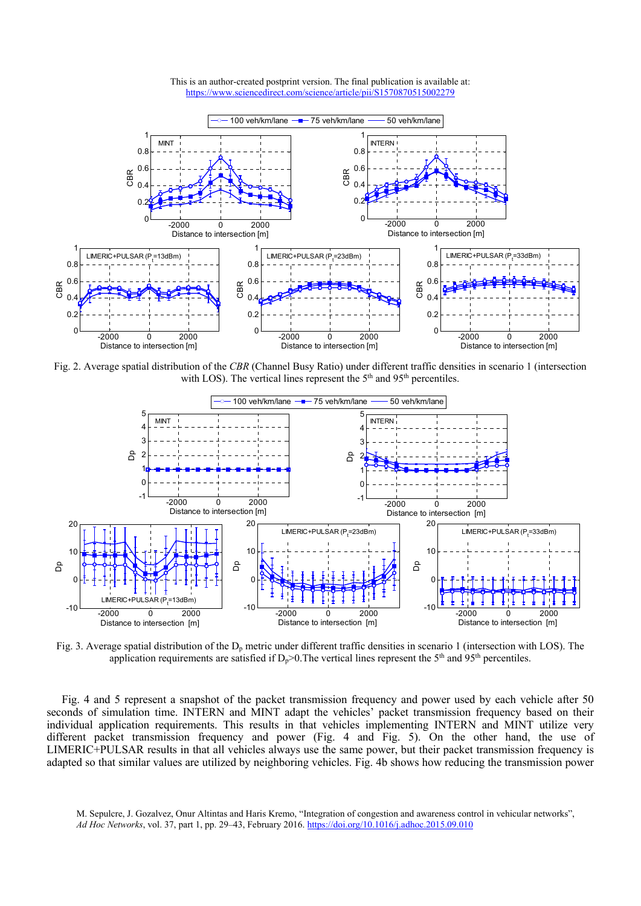Fig. 2. Average spatial distribution of the *CBR* (Channel Busy Ratio) under different traffic densities in scenario 1 (intersection with LOS). The vertical lines represent the 5[th] and 95[th] percentiles.

Fig. 3. Average spatial distribution of the $D_p$ metric under different traffic densities in scenario 1 (intersection with LOS). The application requirements are satisfied if $D_p>0$.The vertical lines represent the 5[th] and 95[th] percentiles.

Fig. 4 and 5 represent a snapshot of the packet transmission frequency and power used by each vehicle after 50 seconds of simulation time. INTERN and MINT adapt the vehicles' packet transmission frequency based on their individual application requirements. This results in that vehicles implementing INTERN and MINT utilize very different packet transmission frequency and power (Fig. 4 and Fig. 5). On the other hand, the use of LIMERIC+PULSAR results in that all vehicles always use the same power, but their packet transmission frequency is adapted so that similar values are utilized by neighboring vehicles. Fig. 4b shows how reducing the transmission power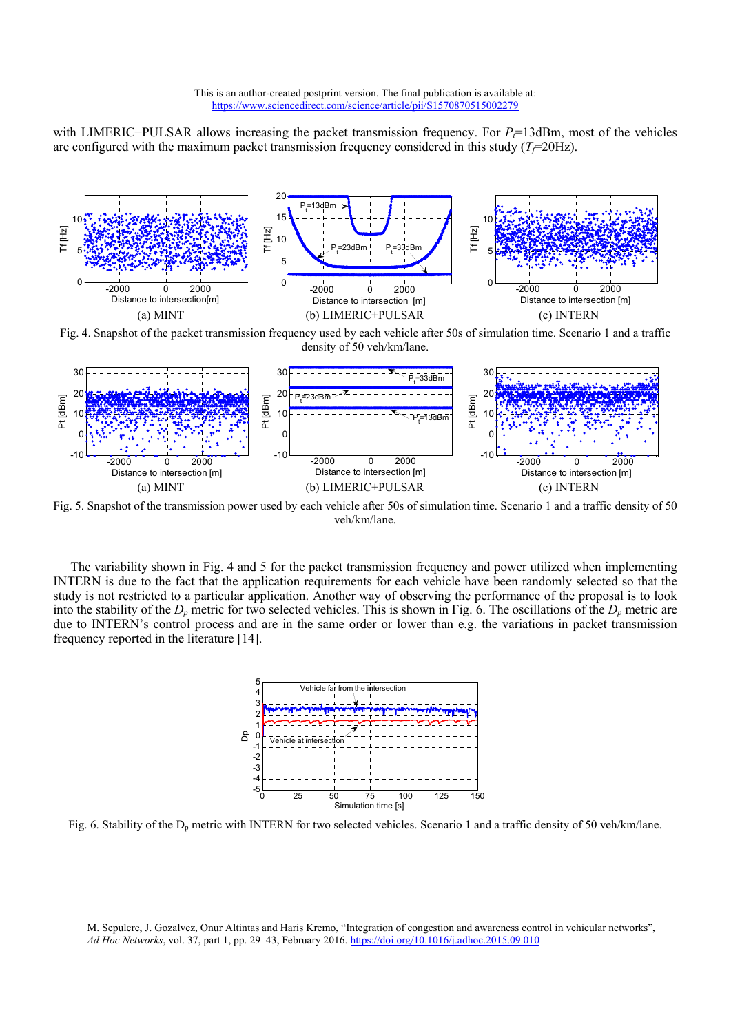with LIMERIC+PULSAR allows increasing the packet transmission frequency. For $P_t$=13dBm, most of the vehicles are configured with the maximum packet transmission frequency considered in this study ($T_f$=20Hz).

(a) MINT (b) LIMERIC+PULSAR (c) INTERN

Fig. 4. Snapshot of the packet transmission frequency used by each vehicle after 50s of simulation time. Scenario 1 and a traffic density of 50 veh/km/lane.

(a) MINT (b) LIMERIC+PULSAR (c) INTERN

Fig. 5. Snapshot of the transmission power used by each vehicle after 50s of simulation time. Scenario 1 and a traffic density of 50 veh/km/lane.

The variability shown in Fig. 4 and 5 for the packet transmission frequency and power utilized when implementing INTERN is due to the fact that the application requirements for each vehicle have been randomly selected so that the study is not restricted to a particular application. Another way of observing the performance of the proposal is to look into the stability of the $D_p$ metric for two selected vehicles. This is shown in Fig. 6. The oscillations of the $D_p$ metric are due to INTERN's control process and are in the same order or lower than e.g. the variations in packet transmission frequency reported in the literature [14].

Fig. 6. Stability of the $D_p$ metric with INTERN for two selected vehicles. Scenario 1 and a traffic density of 50 veh/km/lane.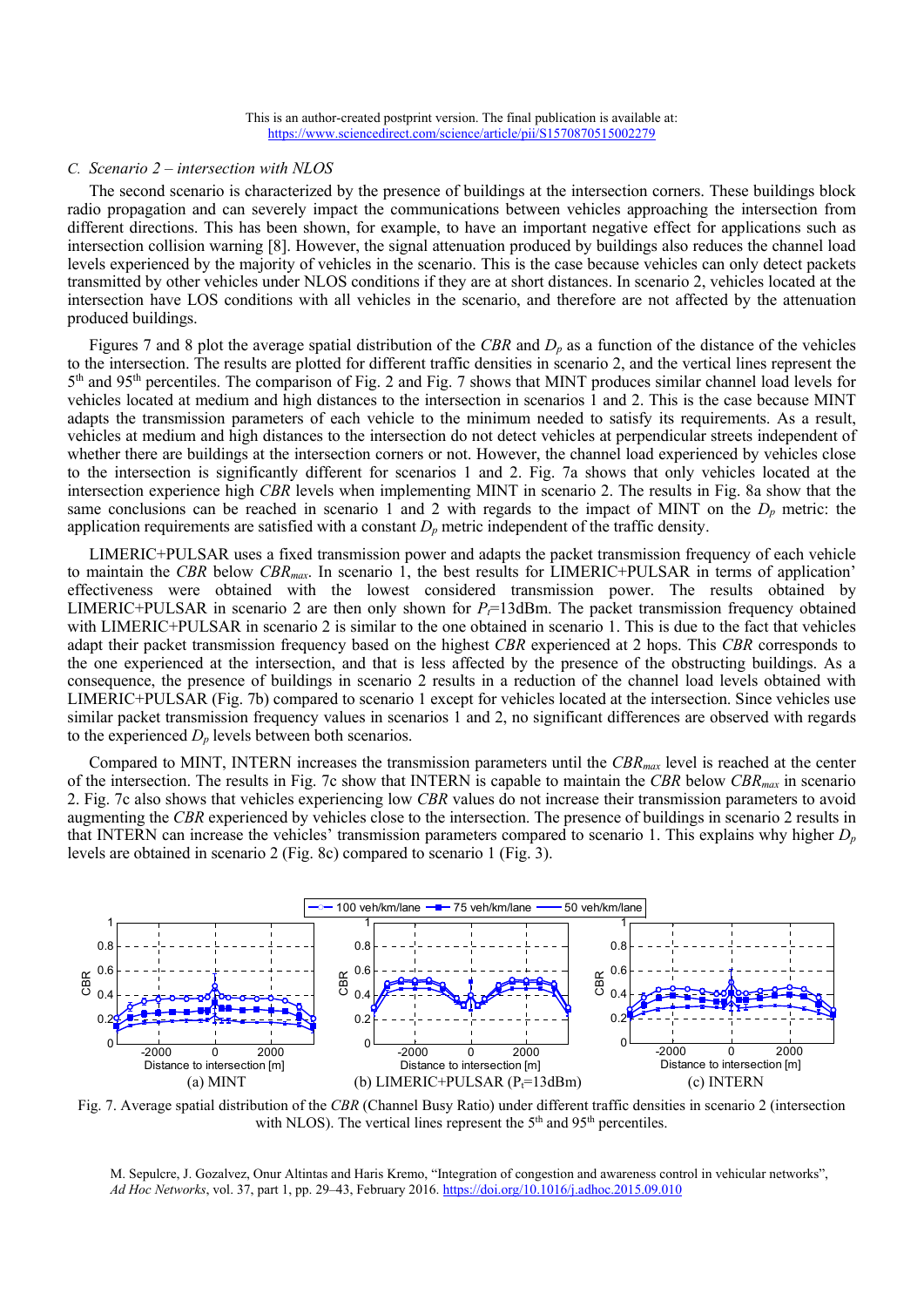This is an author-created postprint version. The final publication is available at: https://www.sciencedirect.com/science/article/pii/S1570870515002279

### *C. Scenario 2 – intersection with NLOS*

The second scenario is characterized by the presence of buildings at the intersection corners. These buildings block radio propagation and can severely impact the communications between vehicles approaching the intersection from different directions. This has been shown, for example, to have an important negative effect for applications such as intersection collision warning [8]. However, the signal attenuation produced by buildings also reduces the channel load levels experienced by the majority of vehicles in the scenario. This is the case because vehicles can only detect packets transmitted by other vehicles under NLOS conditions if they are at short distances. In scenario 2, vehicles located at the intersection have LOS conditions with all vehicles in the scenario, and therefore are not affected by the attenuation produced buildings.

Figures 7 and 8 plot the average spatial distribution of the *CBR* and $D_p$ as a function of the distance of the vehicles to the intersection. The results are plotted for different traffic densities in scenario 2, and the vertical lines represent the 5th and 95th percentiles. The comparison of Fig. 2 and Fig. 7 shows that MINT produces similar channel load levels for vehicles located at medium and high distances to the intersection in scenarios 1 and 2. This is the case because MINT adapts the transmission parameters of each vehicle to the minimum needed to satisfy its requirements. As a result, vehicles at medium and high distances to the intersection do not detect vehicles at perpendicular streets independent of whether there are buildings at the intersection corners or not. However, the channel load experienced by vehicles close to the intersection is significantly different for scenarios 1 and 2. Fig. 7a shows that only vehicles located at the intersection experience high *CBR* levels when implementing MINT in scenario 2. The results in Fig. 8a show that the same conclusions can be reached in scenario 1 and 2 with regards to the impact of MINT on the $D_p$ metric: the application requirements are satisfied with a constant $D_p$ metric independent of the traffic density.

LIMERIC+PULSAR uses a fixed transmission power and adapts the packet transmission frequency of each vehicle to maintain the *CBR* below $CBR_{max}$. In scenario 1, the best results for LIMERIC+PULSAR in terms of application' effectiveness were obtained with the lowest considered transmission power. The results obtained by LIMERIC+PULSAR in scenario 2 are then only shown for $P_t$=13dBm. The packet transmission frequency obtained with LIMERIC+PULSAR in scenario 2 is similar to the one obtained in scenario 1. This is due to the fact that vehicles adapt their packet transmission frequency based on the highest *CBR* experienced at 2 hops. This *CBR* corresponds to the one experienced at the intersection, and that is less affected by the presence of the obstructing buildings. As a consequence, the presence of buildings in scenario 2 results in a reduction of the channel load levels obtained with LIMERIC+PULSAR (Fig. 7b) compared to scenario 1 except for vehicles located at the intersection. Since vehicles use similar packet transmission frequency values in scenarios 1 and 2, no significant differences are observed with regards to the experienced $D_p$ levels between both scenarios.

Compared to MINT, INTERN increases the transmission parameters until the $CBR_{max}$ level is reached at the center of the intersection. The results in Fig. 7c show that INTERN is capable to maintain the *CBR* below $CBR_{max}$ in scenario 2. Fig. 7c also shows that vehicles experiencing low *CBR* values do not increase their transmission parameters to avoid augmenting the *CBR* experienced by vehicles close to the intersection. The presence of buildings in scenario 2 results in that INTERN can increase the vehicles' transmission parameters compared to scenario 1. This explains why higher $D_p$ levels are obtained in scenario 2 (Fig. 8c) compared to scenario 1 (Fig. 3).

Fig. 7. Average spatial distribution of the *CBR* (Channel Busy Ratio) under different traffic densities in scenario 2 (intersection with NLOS). The vertical lines represent the 5th and 95th percentiles.

M. Sepulcre, J. Gozalvez, Onur Altintas and Haris Kremo, "Integration of congestion and awareness control in vehicular networks", *Ad Hoc Networks*, vol. 37, part 1, pp. 29–43, February 2016. https://doi.org/10.1016/j.adhoc.2015.09.010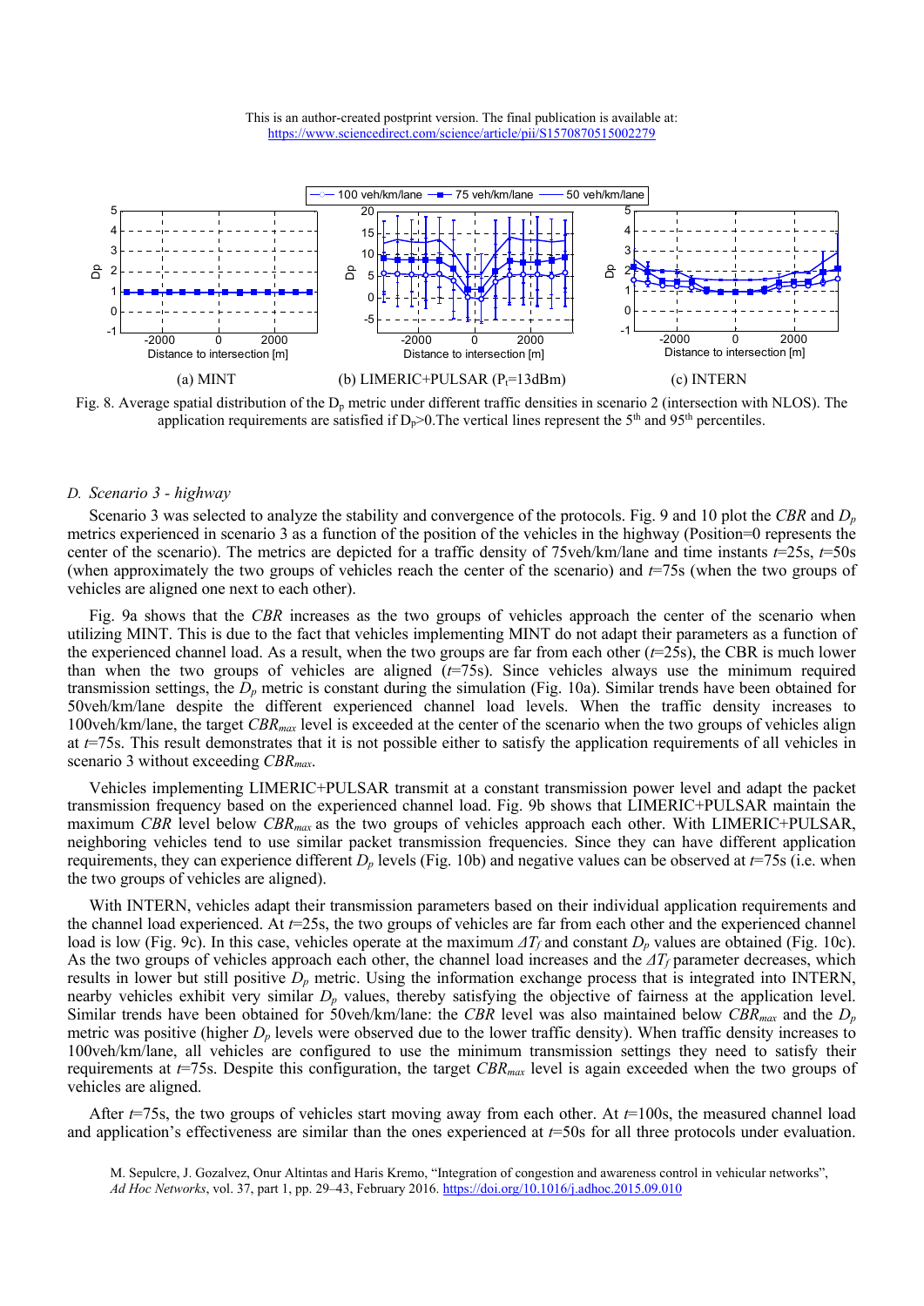Fig. 8. Average spatial distribution of the $D_p$ metric under different traffic densities in scenario 2 (intersection with NLOS). The application requirements are satisfied if $D_p>0$. The vertical lines represent the 5[th] and 95[th] percentiles.

### D. Scenario 3 - highway

Scenario 3 was selected to analyze the stability and convergence of the protocols. Fig. 9 and 10 plot the *CBR* and $D_p$ metrics experienced in scenario 3 as a function of the position of the vehicles in the highway (Position=0 represents the center of the scenario). The metrics are depicted for a traffic density of 75veh/km/lane and time instants *t*=25s, *t*=50s (when approximately the two groups of vehicles reach the center of the scenario) and *t*=75s (when the two groups of vehicles are aligned one next to each other).

Fig. 9a shows that the *CBR* increases as the two groups of vehicles approach the center of the scenario when utilizing MINT. This is due to the fact that vehicles implementing MINT do not adapt their parameters as a function of the experienced channel load. As a result, when the two groups are far from each other (*t*=25s), the CBR is much lower than when the two groups of vehicles are aligned (*t*=75s). Since vehicles always use the minimum required transmission settings, the $D_p$ metric is constant during the simulation (Fig. 10a). Similar trends have been obtained for 50veh/km/lane despite the different experienced channel load levels. When the traffic density increases to 100veh/km/lane, the target $CBR_{max}$ level is exceeded at the center of the scenario when the two groups of vehicles align at *t*=75s. This result demonstrates that it is not possible either to satisfy the application requirements of all vehicles in scenario 3 without exceeding $CBR_{max}$.

Vehicles implementing LIMERIC+PULSAR transmit at a constant transmission power level and adapt the packet transmission frequency based on the experienced channel load. Fig. 9b shows that LIMERIC+PULSAR maintain the maximum *CBR* level below $CBR_{max}$ as the two groups of vehicles approach each other. With LIMERIC+PULSAR, neighboring vehicles tend to use similar packet transmission frequencies. Since they can have different application requirements, they can experience different $D_p$ levels (Fig. 10b) and negative values can be observed at *t*=75s (i.e. when the two groups of vehicles are aligned).

With INTERN, vehicles adapt their transmission parameters based on their individual application requirements and the channel load experienced. At *t*=25s, the two groups of vehicles are far from each other and the experienced channel load is low (Fig. 9c). In this case, vehicles operate at the maximum $\Delta T_f$ and constant $D_p$ values are obtained (Fig. 10c). As the two groups of vehicles approach each other, the channel load increases and the $\Delta T_f$ parameter decreases, which results in lower but still positive $D_p$ metric. Using the information exchange process that is integrated into INTERN, nearby vehicles exhibit very similar $D_p$ values, thereby satisfying the objective of fairness at the application level. Similar trends have been obtained for 50veh/km/lane: the *CBR* level was also maintained below $CBR_{max}$ and the $D_p$ metric was positive (higher $D_p$ levels were observed due to the lower traffic density). When traffic density increases to 100veh/km/lane, all vehicles are configured to use the minimum transmission settings they need to satisfy their requirements at *t*=75s. Despite this configuration, the target $CBR_{max}$ level is again exceeded when the two groups of vehicles are aligned.

After *t*=75s, the two groups of vehicles start moving away from each other. At *t*=100s, the measured channel load and application's effectiveness are similar than the ones experienced at *t*=50s for all three protocols under evaluation.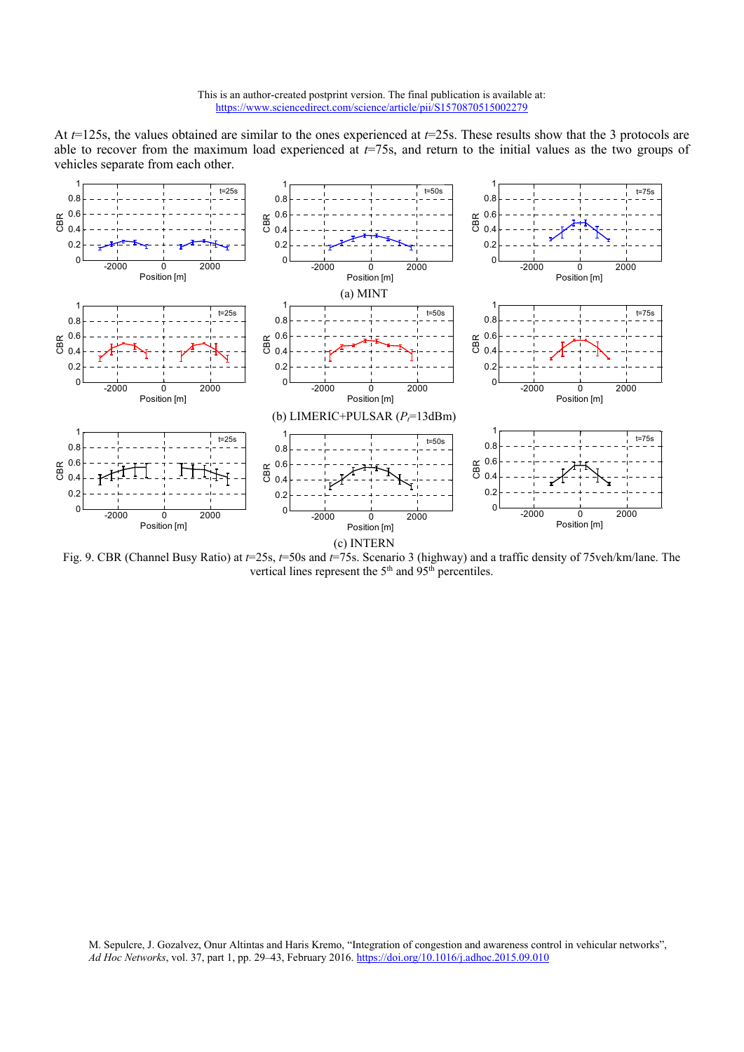At $t$=125s, the values obtained are similar to the ones experienced at $t$=25s. These results show that the 3 protocols are able to recover from the maximum load experienced at $t$=75s, and return to the initial values as the two groups of vehicles separate from each other.

(a) MINT

(b) LIMERIC+PULSAR ($P_t$=13dBm)

(c) INTERN

Fig. 9. CBR (Channel Busy Ratio) at $t$=25s, $t$=50s and $t$=75s. Scenario 3 (highway) and a traffic density of 75veh/km/lane. The vertical lines represent the $5^{th}$ and $95^{th}$ percentiles.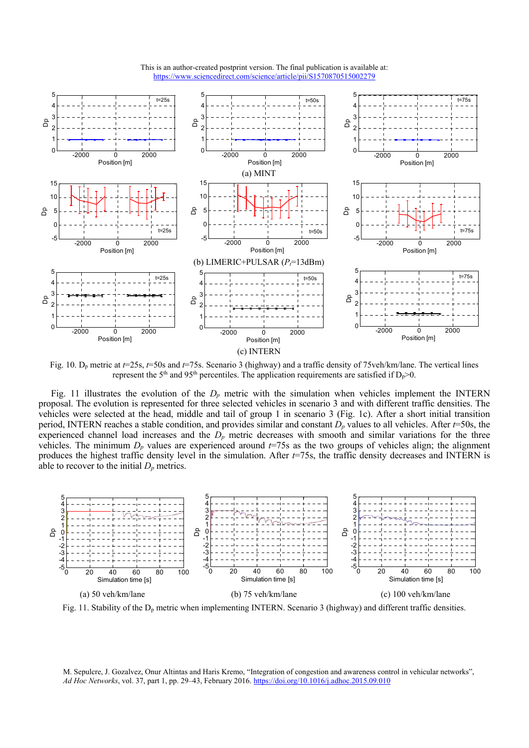(a) MINT

(b) LIMERIC+PULSAR ($P_t$=13dBm)

(c) INTERN

Fig. 10. $D_p$ metric at $t$=25s, $t$=50s and $t$=75s. Scenario 3 (highway) and a traffic density of 75veh/km/lane. The vertical lines represent the 5[th] and 95[th] percentiles. The application requirements are satisfied if $D_p$>0.

Fig. 11 illustrates the evolution of the $D_p$ metric with the simulation when vehicles implement the INTERN proposal. The evolution is represented for three selected vehicles in scenario 3 and with different traffic densities. The vehicles were selected at the head, middle and tail of group 1 in scenario 3 (Fig. 1c). After a short initial transition period, INTERN reaches a stable condition, and provides similar and constant $D_p$ values to all vehicles. After $t$=50s, the experienced channel load increases and the $D_p$ metric decreases with smooth and similar variations for the three vehicles. The minimum $D_p$ values are experienced around $t$=75s as the two groups of vehicles align; the alignment produces the highest traffic density level in the simulation. After $t$=75s, the traffic density decreases and INTERN is able to recover to the initial $D_p$ metrics.

(a) 50 veh/km/lane (b) 75 veh/km/lane (c) 100 veh/km/lane

Fig. 11. Stability of the $D_p$ metric when implementing INTERN. Scenario 3 (highway) and different traffic densities.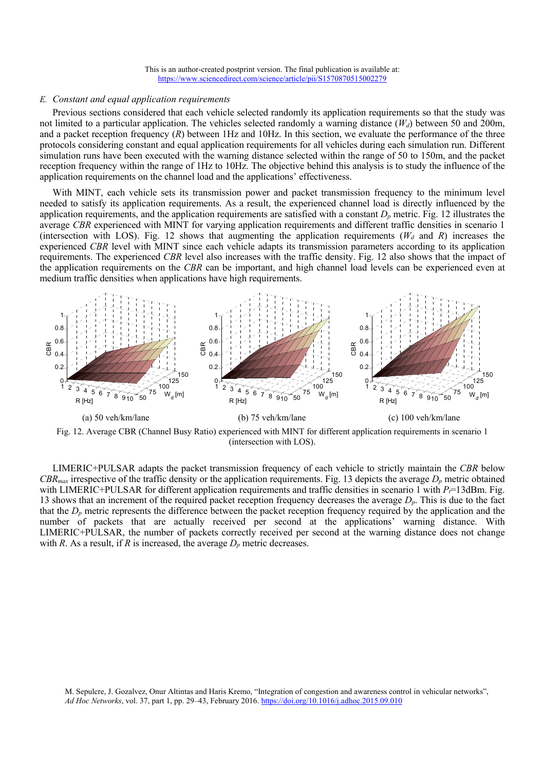### E. Constant and equal application requirements

Previous sections considered that each vehicle selected randomly its application requirements so that the study was not limited to a particular application. The vehicles selected randomly a warning distance ($W_d$) between 50 and 200m, and a packet reception frequency ($R$) between 1Hz and 10Hz. In this section, we evaluate the performance of the three protocols considering constant and equal application requirements for all vehicles during each simulation run. Different simulation runs have been executed with the warning distance selected within the range of 50 to 150m, and the packet reception frequency within the range of 1Hz to 10Hz. The objective behind this analysis is to study the influence of the application requirements on the channel load and the applications' effectiveness.

With MINT, each vehicle sets its transmission power and packet transmission frequency to the minimum level needed to satisfy its application requirements. As a result, the experienced channel load is directly influenced by the application requirements, and the application requirements are satisfied with a constant $D_p$ metric. Fig. 12 illustrates the average *CBR* experienced with MINT for varying application requirements and different traffic densities in scenario 1 (intersection with LOS). Fig. 12 shows that augmenting the application requirements ($W_d$ and $R$) increases the experienced *CBR* level with MINT since each vehicle adapts its transmission parameters according to its application requirements. The experienced *CBR* level also increases with the traffic density. Fig. 12 also shows that the impact of the application requirements on the *CBR* can be important, and high channel load levels can be experienced even at medium traffic densities when applications have high requirements.

(a) 50 veh/km/lane (b) 75 veh/km/lane (c) 100 veh/km/lane

Fig. 12. Average CBR (Channel Busy Ratio) experienced with MINT for different application requirements in scenario 1 (intersection with LOS).

LIMERIC+PULSAR adapts the packet transmission frequency of each vehicle to strictly maintain the *CBR* below $CBR_{max}$ irrespective of the traffic density or the application requirements. Fig. 13 depicts the average $D_p$ metric obtained with LIMERIC+PULSAR for different application requirements and traffic densities in scenario 1 with $P_t$=13dBm. Fig. 13 shows that an increment of the required packet reception frequency decreases the average $D_p$. This is due to the fact that the $D_p$ metric represents the difference between the packet reception frequency required by the application and the number of packets that are actually received per second at the applications' warning distance. With LIMERIC+PULSAR, the number of packets correctly received per second at the warning distance does not change with $R$. As a result, if $R$ is increased, the average $D_p$ metric decreases.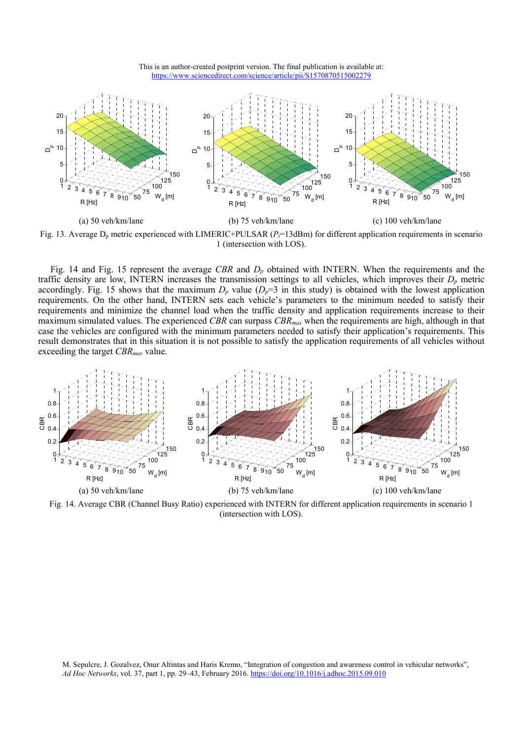(a) 50 veh/km/lane

(b) 75 veh/km/lane

(c) 100 veh/km/lane

Fig. 13. Average $D_p$ metric experienced with LIMERIC+PULSAR ($P_t$=13dBm) for different application requirements in scenario 1 (intersection with LOS).

Fig. 14 and Fig. 15 represent the average *CBR* and $D_p$ obtained with INTERN. When the requirements and the traffic density are low, INTERN increases the transmission settings to all vehicles, which improves their $D_p$ metric accordingly. Fig. 15 shows that the maximum $D_p$ value ($D_p$=3 in this study) is obtained with the lowest application requirements. On the other hand, INTERN sets each vehicle's parameters to the minimum needed to satisfy their requirements and minimize the channel load when the traffic density and application requirements increase to their maximum simulated values. The experienced *CBR* can surpass $CBR_{max}$ when the requirements are high, although in that case the vehicles are configured with the minimum parameters needed to satisfy their application's requirements. This result demonstrates that in this situation it is not possible to satisfy the application requirements of all vehicles without exceeding the target $CBR_{max}$ value.

(a) 50 veh/km/lane

(b) 75 veh/km/lane

(c) 100 veh/km/lane

Fig. 14. Average CBR (Channel Busy Ratio) experienced with INTERN for different application requirements in scenario 1 (intersection with LOS).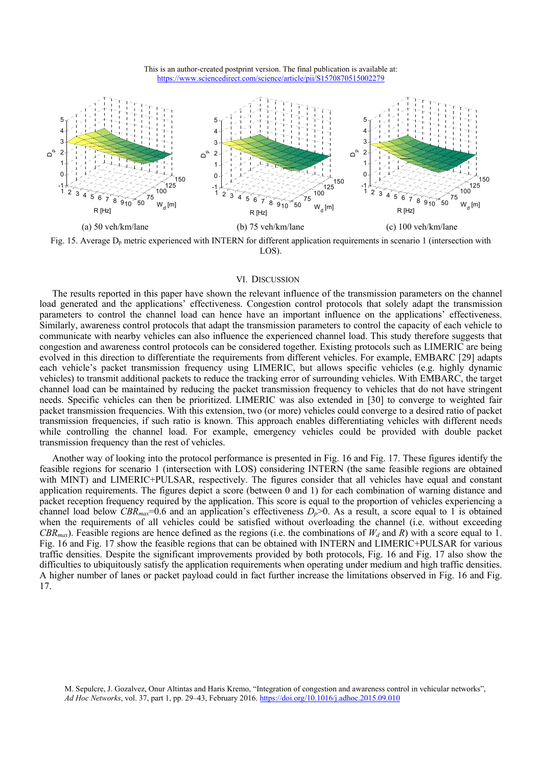(a) 50 veh/km/lane (b) 75 veh/km/lane (c) 100 veh/km/lane

Fig. 15. Average $D_p$ metric experienced with INTERN for different application requirements in scenario 1 (intersection with LOS).

## VI. Discussion

The results reported in this paper have shown the relevant influence of the transmission parameters on the channel load generated and the applications' effectiveness. Congestion control protocols that solely adapt the transmission parameters to control the channel load can hence have an important influence on the applications' effectiveness. Similarly, awareness control protocols that adapt the transmission parameters to control the capacity of each vehicle to communicate with nearby vehicles can also influence the experienced channel load. This study therefore suggests that congestion and awareness control protocols can be considered together. Existing protocols such as LIMERIC are being evolved in this direction to differentiate the requirements from different vehicles. For example, EMBARC [29] adapts each vehicle's packet transmission frequency using LIMERIC, but allows specific vehicles (e.g. highly dynamic vehicles) to transmit additional packets to reduce the tracking error of surrounding vehicles. With EMBARC, the target channel load can be maintained by reducing the packet transmission frequency to vehicles that do not have stringent needs. Specific vehicles can then be prioritized. LIMERIC was also extended in [30] to converge to weighted fair packet transmission frequencies. With this extension, two (or more) vehicles could converge to a desired ratio of packet transmission frequencies, if such ratio is known. This approach enables differentiating vehicles with different needs while controlling the channel load. For example, emergency vehicles could be provided with double packet transmission frequency than the rest of vehicles.

Another way of looking into the protocol performance is presented in Fig. 16 and Fig. 17. These figures identify the feasible regions for scenario 1 (intersection with LOS) considering INTERN (the same feasible regions are obtained with MINT) and LIMERIC+PULSAR, respectively. The figures consider that all vehicles have equal and constant application requirements. The figures depict a score (between 0 and 1) for each combination of warning distance and packet reception frequency required by the application. This score is equal to the proportion of vehicles experiencing a channel load below $CBR_{max}$=0.6 and an application's effectiveness $D_p$>0. As a result, a score equal to 1 is obtained when the requirements of all vehicles could be satisfied without overloading the channel (i.e. without exceeding $CBR_{max}$). Feasible regions are hence defined as the regions (i.e. the combinations of $W_d$ and $R$) with a score equal to 1. Fig. 16 and Fig. 17 show the feasible regions that can be obtained with INTERN and LIMERIC+PULSAR for various traffic densities. Despite the significant improvements provided by both protocols, Fig. 16 and Fig. 17 also show the difficulties to ubiquitously satisfy the application requirements when operating under medium and high traffic densities. A higher number of lanes or packet payload could in fact further increase the limitations observed in Fig. 16 and Fig. 17.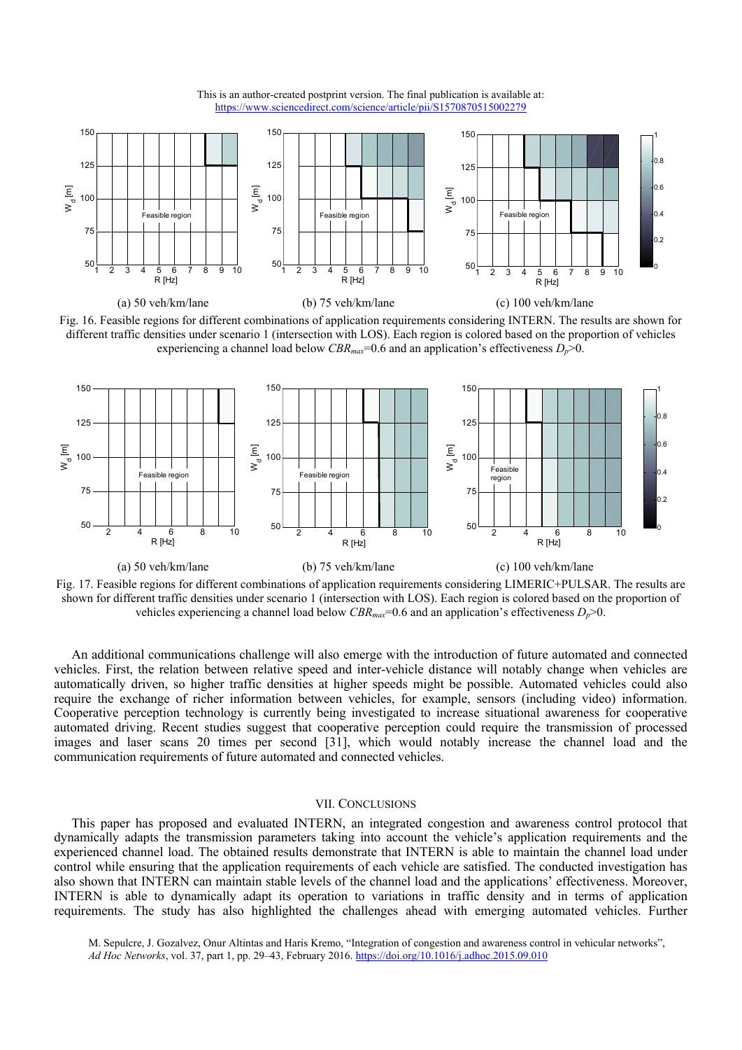This is an author-created postprint version. The final publication is available at: https://www.sciencedirect.com/science/article/pii/S1570870515002279

(a) 50 veh/km/lane (b) 75 veh/km/lane (c) 100 veh/km/lane

Fig. 16. Feasible regions for different combinations of application requirements considering INTERN. The results are shown for different traffic densities under scenario 1 (intersection with LOS). Each region is colored based on the proportion of vehicles experiencing a channel load below $CBR_{max}$=0.6 and an application's effectiveness $D_p$>0.

(a) 50 veh/km/lane (b) 75 veh/km/lane (c) 100 veh/km/lane

Fig. 17. Feasible regions for different combinations of application requirements considering LIMERIC+PULSAR. The results are shown for different traffic densities under scenario 1 (intersection with LOS). Each region is colored based on the proportion of vehicles experiencing a channel load below $CBR_{max}$=0.6 and an application's effectiveness $D_p$>0.

An additional communications challenge will also emerge with the introduction of future automated and connected vehicles. First, the relation between relative speed and inter-vehicle distance will notably change when vehicles are automatically driven, so higher traffic densities at higher speeds might be possible. Automated vehicles could also require the exchange of richer information between vehicles, for example, sensors (including video) information. Cooperative perception technology is currently being investigated to increase situational awareness for cooperative automated driving. Recent studies suggest that cooperative perception could require the transmission of processed images and laser scans 20 times per second [31], which would notably increase the channel load and the communication requirements of future automated and connected vehicles.

## VII. Conclusions

This paper has proposed and evaluated INTERN, an integrated congestion and awareness control protocol that dynamically adapts the transmission parameters taking into account the vehicle's application requirements and the experienced channel load. The obtained results demonstrate that INTERN is able to maintain the channel load under control while ensuring that the application requirements of each vehicle are satisfied. The conducted investigation has also shown that INTERN can maintain stable levels of the channel load and the applications' effectiveness. Moreover, INTERN is able to dynamically adapt its operation to variations in traffic density and in terms of application requirements. The study has also highlighted the challenges ahead with emerging automated vehicles. Further

M. Sepulcre, J. Gozalvez, Onur Altintas and Haris Kremo, "Integration of congestion and awareness control in vehicular networks", *Ad Hoc Networks*, vol. 37, part 1, pp. 29–43, February 2016. https://doi.org/10.1016/j.adhoc.2015.09.010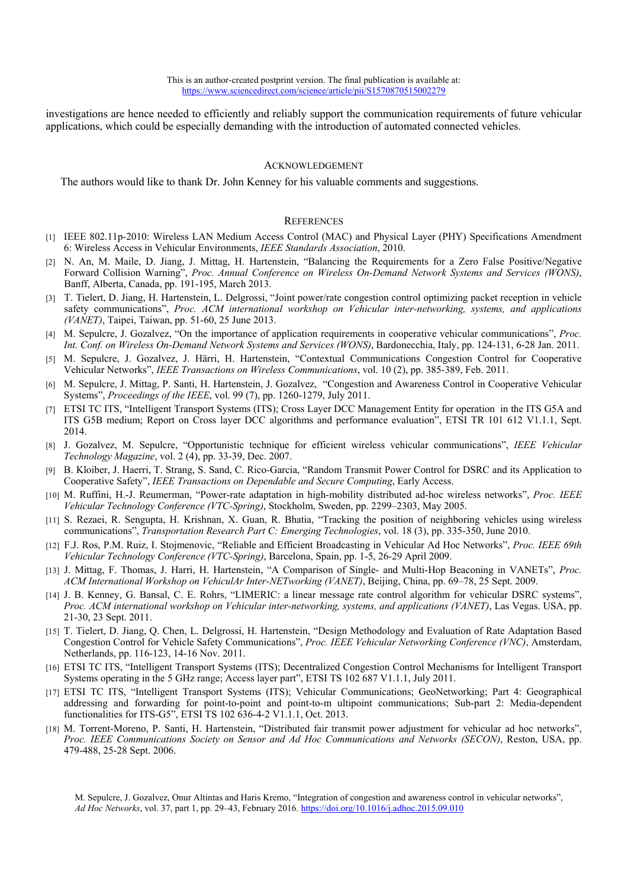investigations are hence needed to efficiently and reliably support the communication requirements of future vehicular applications, which could be especially demanding with the introduction of automated connected vehicles.

## Acknowledgement

The authors would like to thank Dr. John Kenney for his valuable comments and suggestions.

## References

[1] IEEE 802.11p-2010: Wireless LAN Medium Access Control (MAC) and Physical Layer (PHY) Specifications Amendment 6: Wireless Access in Vehicular Environments, *IEEE Standards Association*, 2010.

[2] N. An, M. Maile, D. Jiang, J. Mittag, H. Hartenstein, "Balancing the Requirements for a Zero False Positive/Negative Forward Collision Warning", *Proc. Annual Conference on Wireless On-Demand Network Systems and Services (WONS)*, Banff, Alberta, Canada, pp. 191-195, March 2013.

[3] T. Tielert, D. Jiang, H. Hartenstein, L. Delgrossi, "Joint power/rate congestion control optimizing packet reception in vehicle safety communications", *Proc. ACM international workshop on Vehicular inter-networking, systems, and applications (VANET)*, Taipei, Taiwan, pp. 51-60, 25 June 2013.

[4] M. Sepulcre, J. Gozalvez, "On the importance of application requirements in cooperative vehicular communications", *Proc. Int. Conf. on Wireless On-Demand Network Systems and Services (WONS)*, Bardonecchia, Italy, pp. 124-131, 6-28 Jan. 2011.

[5] M. Sepulcre, J. Gozalvez, J. Härri, H. Hartenstein, "Contextual Communications Congestion Control for Cooperative Vehicular Networks", *IEEE Transactions on Wireless Communications*, vol. 10 (2), pp. 385-389, Feb. 2011.

[6] M. Sepulcre, J. Mittag, P. Santi, H. Hartenstein, J. Gozalvez, "Congestion and Awareness Control in Cooperative Vehicular Systems", *Proceedings of the IEEE*, vol. 99 (7), pp. 1260-1279, July 2011.

[7] ETSI TC ITS, "Intelligent Transport Systems (ITS); Cross Layer DCC Management Entity for operation in the ITS G5A and ITS G5B medium; Report on Cross layer DCC algorithms and performance evaluation", ETSI TR 101 612 V1.1.1, Sept. 2014.

[8] J. Gozalvez, M. Sepulcre, "Opportunistic technique for efficient wireless vehicular communications", *IEEE Vehicular Technology Magazine*, vol. 2 (4), pp. 33-39, Dec. 2007.

[9] B. Kloiber, J. Haerri, T. Strang, S. Sand, C. Rico-Garcia, "Random Transmit Power Control for DSRC and its Application to Cooperative Safety", *IEEE Transactions on Dependable and Secure Computing*, Early Access.

[10] M. Ruffini, H.-J. Reumerman, "Power-rate adaptation in high-mobility distributed ad-hoc wireless networks", *Proc. IEEE Vehicular Technology Conference (VTC-Spring)*, Stockholm, Sweden, pp. 2299–2303, May 2005.

[11] S. Rezaei, R. Sengupta, H. Krishnan, X. Guan, R. Bhatia, "Tracking the position of neighboring vehicles using wireless communications", *Transportation Research Part C: Emerging Technologies*, vol. 18 (3), pp. 335-350, June 2010.

[12] F.J. Ros, P.M. Ruiz, I. Stojmenovic, "Reliable and Efficient Broadcasting in Vehicular Ad Hoc Networks", *Proc. IEEE 69th Vehicular Technology Conference (VTC-Spring)*, Barcelona, Spain, pp. 1-5, 26-29 April 2009.

[13] J. Mittag, F. Thomas, J. Harri, H. Hartenstein, "A Comparison of Single- and Multi-Hop Beaconing in VANETs", *Proc. ACM International Workshop on VehiculAr Inter-NETworking (VANET)*, Beijing, China, pp. 69–78, 25 Sept. 2009.

[14] J. B. Kenney, G. Bansal, C. E. Rohrs, "LIMERIC: a linear message rate control algorithm for vehicular DSRC systems", *Proc. ACM international workshop on Vehicular inter-networking, systems, and applications (VANET)*, Las Vegas. USA, pp. 21-30, 23 Sept. 2011.

[15] T. Tielert, D. Jiang, Q. Chen, L. Delgrossi, H. Hartenstein, "Design Methodology and Evaluation of Rate Adaptation Based Congestion Control for Vehicle Safety Communications", *Proc. IEEE Vehicular Networking Conference (VNC)*, Amsterdam, Netherlands, pp. 116-123, 14-16 Nov. 2011.

[16] ETSI TC ITS, "Intelligent Transport Systems (ITS); Decentralized Congestion Control Mechanisms for Intelligent Transport Systems operating in the 5 GHz range; Access layer part", ETSI TS 102 687 V1.1.1, July 2011.

[17] ETSI TC ITS, "Intelligent Transport Systems (ITS); Vehicular Communications; GeoNetworking; Part 4: Geographical addressing and forwarding for point-to-point and point-to-m ultipoint communications; Sub-part 2: Media-dependent functionalities for ITS-G5", ETSI TS 102 636-4-2 V1.1.1, Oct. 2013.

[18] M. Torrent-Moreno, P. Santi, H. Hartenstein, "Distributed fair transmit power adjustment for vehicular ad hoc networks", *Proc. IEEE Communications Society on Sensor and Ad Hoc Communications and Networks (SECON)*, Reston, USA, pp. 479-488, 25-28 Sept. 2006.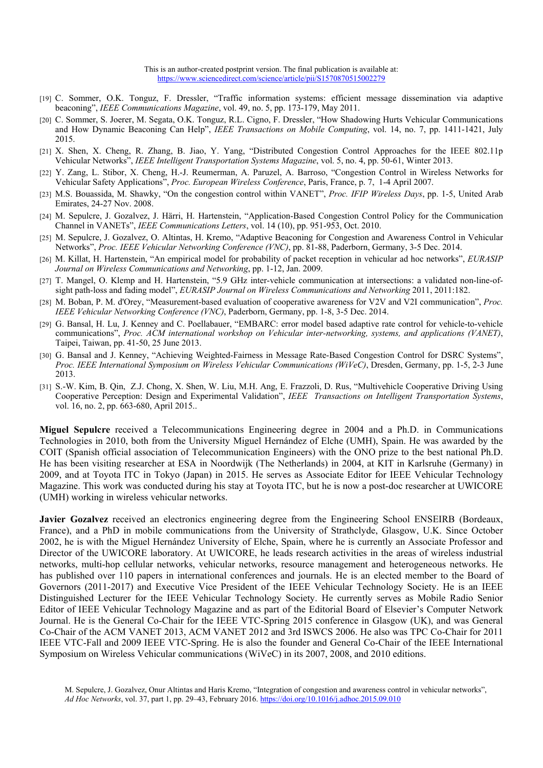[19] C. Sommer, O.K. Tonguz, F. Dressler, "Traffic information systems: efficient message dissemination via adaptive beaconing", *IEEE Communications Magazine*, vol. 49, no. 5, pp. 173-179, May 2011.

[20] C. Sommer, S. Joerer, M. Segata, O.K. Tonguz, R.L. Cigno, F. Dressler, "How Shadowing Hurts Vehicular Communications and How Dynamic Beaconing Can Help", *IEEE Transactions on Mobile Computing*, vol. 14, no. 7, pp. 1411-1421, July 2015.

[21] X. Shen, X. Cheng, R. Zhang, B. Jiao, Y. Yang, "Distributed Congestion Control Approaches for the IEEE 802.11p Vehicular Networks", *IEEE Intelligent Transportation Systems Magazine*, vol. 5, no. 4, pp. 50-61, Winter 2013.

[22] Y. Zang, L. Stibor, X. Cheng, H.-J. Reumerman, A. Paruzel, A. Barroso, "Congestion Control in Wireless Networks for Vehicular Safety Applications", *Proc. European Wireless Conference*, Paris, France, p. 7, 1-4 April 2007.

[23] M.S. Bouassida, M. Shawky, "On the congestion control within VANET", *Proc. IFIP Wireless Days*, pp. 1-5, United Arab Emirates, 24-27 Nov. 2008.

[24] M. Sepulcre, J. Gozalvez, J. Härri, H. Hartenstein, "Application-Based Congestion Control Policy for the Communication Channel in VANETs", *IEEE Communications Letters*, vol. 14 (10), pp. 951-953, Oct. 2010.

[25] M. Sepulcre, J. Gozalvez, O. Altintas, H. Kremo, "Adaptive Beaconing for Congestion and Awareness Control in Vehicular Networks", *Proc. IEEE Vehicular Networking Conference (VNC)*, pp. 81-88, Paderborn, Germany, 3-5 Dec. 2014.

[26] M. Killat, H. Hartenstein, "An empirical model for probability of packet reception in vehicular ad hoc networks", *EURASIP Journal on Wireless Communications and Networking*, pp. 1-12, Jan. 2009.

[27] T. Mangel, O. Klemp and H. Hartenstein, "5.9 GHz inter-vehicle communication at intersections: a validated non-line-of-sight path-loss and fading model", *EURASIP Journal on Wireless Communications and Networking* 2011, 2011:182.

[28] M. Boban, P. M. d'Orey, "Measurement-based evaluation of cooperative awareness for V2V and V2I communication", *Proc. IEEE Vehicular Networking Conference (VNC)*, Paderborn, Germany, pp. 1-8, 3-5 Dec. 2014.

[29] G. Bansal, H. Lu, J. Kenney and C. Poellabauer, "EMBARC: error model based adaptive rate control for vehicle-to-vehicle communications", *Proc. ACM international workshop on Vehicular inter-networking, systems, and applications (VANET)*, Taipei, Taiwan, pp. 41-50, 25 June 2013.

[30] G. Bansal and J. Kenney, "Achieving Weighted-Fairness in Message Rate-Based Congestion Control for DSRC Systems", *Proc. IEEE International Symposium on Wireless Vehicular Communications (WiVeC)*, Dresden, Germany, pp. 1-5, 2-3 June 2013.

[31] S.-W. Kim, B. Qin, Z.J. Chong, X. Shen, W. Liu, M.H. Ang, E. Frazzoli, D. Rus, "Multivehicle Cooperative Driving Using Cooperative Perception: Design and Experimental Validation", *IEEE Transactions on Intelligent Transportation Systems*, vol. 16, no. 2, pp. 663-680, April 2015..

**Miguel Sepulcre** received a Telecommunications Engineering degree in 2004 and a Ph.D. in Communications Technologies in 2010, both from the University Miguel Hernández of Elche (UMH), Spain. He was awarded by the COIT (Spanish official association of Telecommunication Engineers) with the ONO prize to the best national Ph.D. He has been visiting researcher at ESA in Noordwijk (The Netherlands) in 2004, at KIT in Karlsruhe (Germany) in 2009, and at Toyota ITC in Tokyo (Japan) in 2015. He serves as Associate Editor for IEEE Vehicular Technology Magazine. This work was conducted during his stay at Toyota ITC, but he is now a post-doc researcher at UWICORE (UMH) working in wireless vehicular networks.

**Javier Gozalvez** received an electronics engineering degree from the Engineering School ENSEIRB (Bordeaux, France), and a PhD in mobile communications from the University of Strathclyde, Glasgow, U.K. Since October 2002, he is with the Miguel Hernández University of Elche, Spain, where he is currently an Associate Professor and Director of the UWICORE laboratory. At UWICORE, he leads research activities in the areas of wireless industrial networks, multi-hop cellular networks, vehicular networks, resource management and heterogeneous networks. He has published over 110 papers in international conferences and journals. He is an elected member to the Board of Governors (2011-2017) and Executive Vice President of the IEEE Vehicular Technology Society. He is an IEEE Distinguished Lecturer for the IEEE Vehicular Technology Society. He currently serves as Mobile Radio Senior Editor of IEEE Vehicular Technology Magazine and as part of the Editorial Board of Elsevier's Computer Network Journal. He is the General Co-Chair for the IEEE VTC-Spring 2015 conference in Glasgow (UK), and was General Co-Chair of the ACM VANET 2013, ACM VANET 2012 and 3rd ISWCS 2006. He also was TPC Co-Chair for 2011 IEEE VTC-Fall and 2009 IEEE VTC-Spring. He is also the founder and General Co-Chair of the IEEE International Symposium on Wireless Vehicular communications (WiVeC) in its 2007, 2008, and 2010 editions.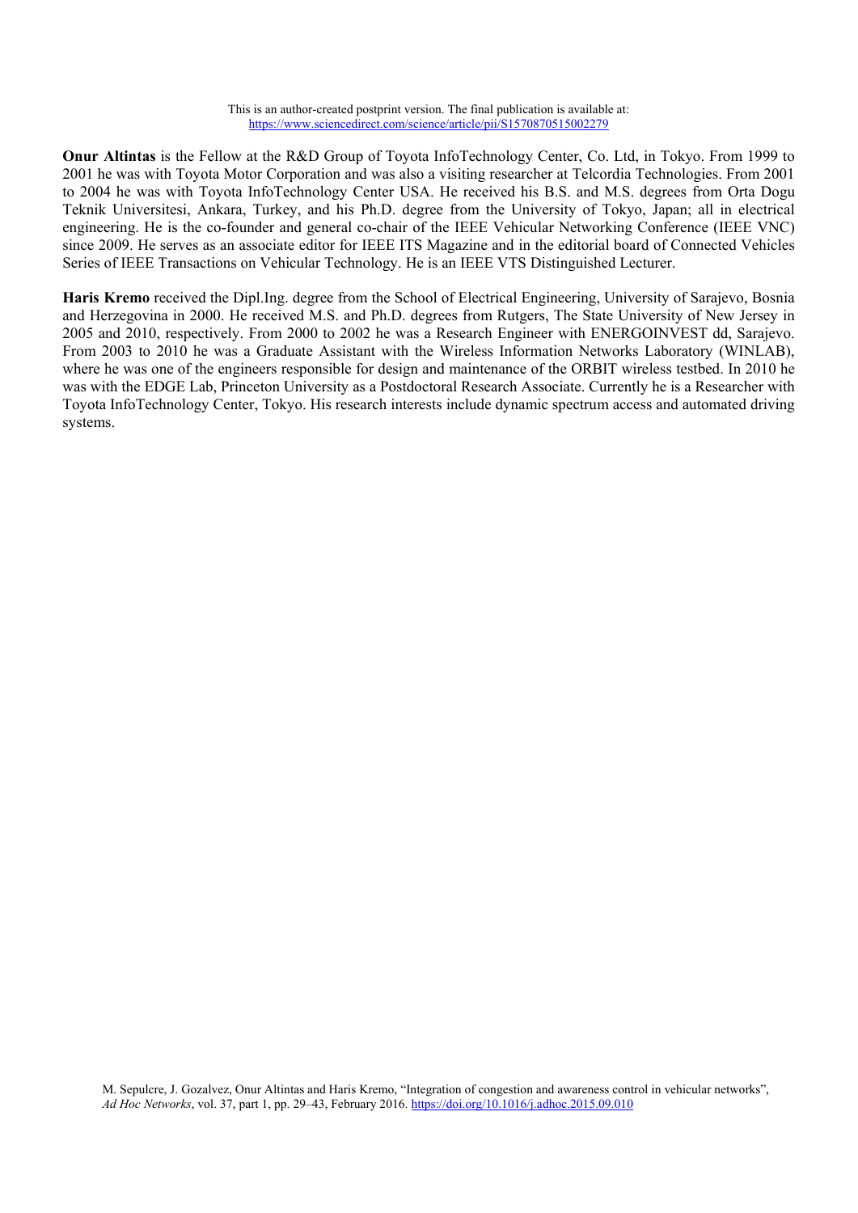**Onur Altintas** is the Fellow at the R&D Group of Toyota InfoTechnology Center, Co. Ltd, in Tokyo. From 1999 to 2001 he was with Toyota Motor Corporation and was also a visiting researcher at Telcordia Technologies. From 2001 to 2004 he was with Toyota InfoTechnology Center USA. He received his B.S. and M.S. degrees from Orta Dogu Teknik Universitesi, Ankara, Turkey, and his Ph.D. degree from the University of Tokyo, Japan; all in electrical engineering. He is the co-founder and general co-chair of the IEEE Vehicular Networking Conference (IEEE VNC) since 2009. He serves as an associate editor for IEEE ITS Magazine and in the editorial board of Connected Vehicles Series of IEEE Transactions on Vehicular Technology. He is an IEEE VTS Distinguished Lecturer.

**Haris Kremo** received the Dipl.Ing. degree from the School of Electrical Engineering, University of Sarajevo, Bosnia and Herzegovina in 2000. He received M.S. and Ph.D. degrees from Rutgers, The State University of New Jersey in 2005 and 2010, respectively. From 2000 to 2002 he was a Research Engineer with ENERGOINVEST dd, Sarajevo. From 2003 to 2010 he was a Graduate Assistant with the Wireless Information Networks Laboratory (WINLAB), where he was one of the engineers responsible for design and maintenance of the ORBIT wireless testbed. In 2010 he was with the EDGE Lab, Princeton University as a Postdoctoral Research Associate. Currently he is a Researcher with Toyota InfoTechnology Center, Tokyo. His research interests include dynamic spectrum access and automated driving systems.